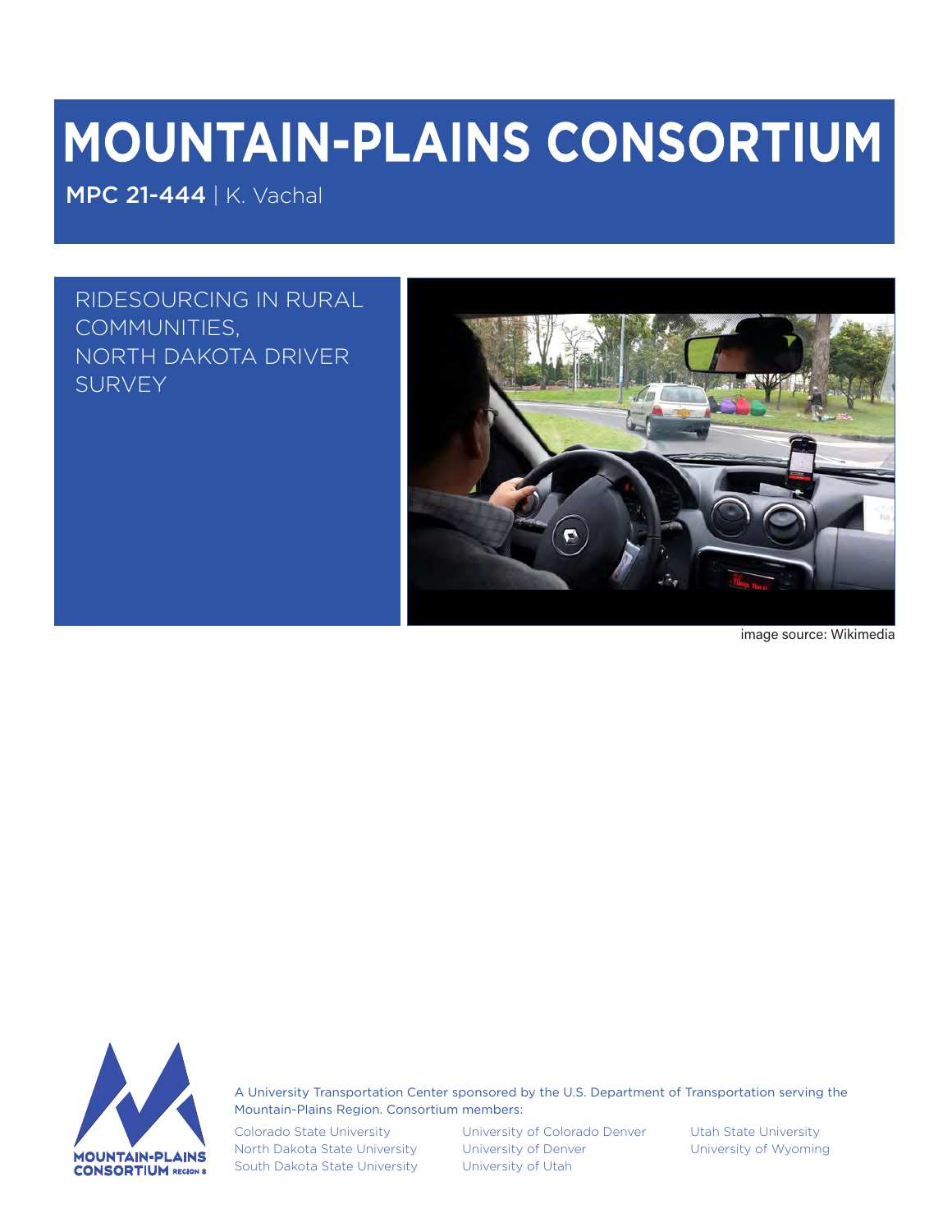# MOUNTAIN-PLAINS CONSORTIUM

**MPC 21-444** | K. Vachal

RIDESOURCING IN RURAL COMMUNITIES, NORTH DAKOTA DRIVER SURVEY

image source: Wikimedia

A University Transportation Center sponsored by the U.S. Department of Transportation serving the Mountain-Plains Region. Consortium members:

Colorado State University
North Dakota State University
South Dakota State University
University of Colorado Denver
University of Denver
University of Utah
Utah State University
University of Wyoming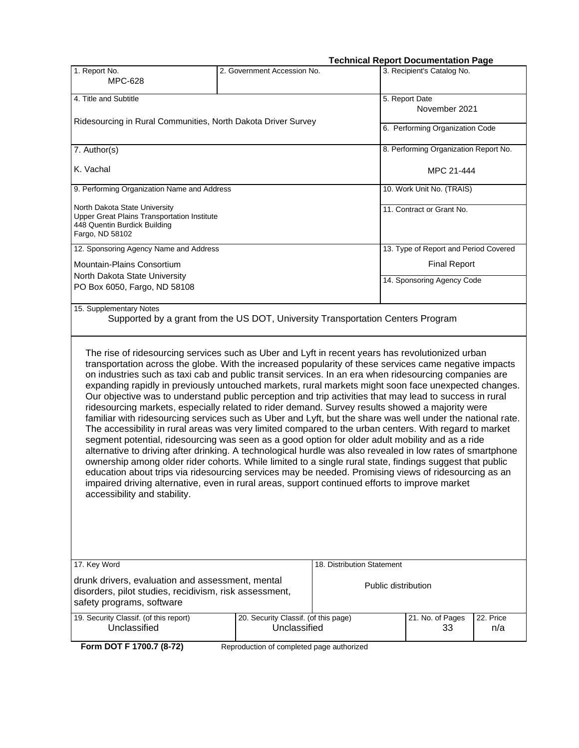**Technical Report Documentation Page**

| 1. Report No. | 2. Government Accession No. | 3. Recipient's Catalog No. |
|---|---|---|
| MPC-628 | | |
| 4. Title and Subtitle | | 5. Report Date |
| Ridesourcing in Rural Communities, North Dakota Driver Survey | | November 2021 |
| | | 6. Performing Organization Code |
| 7. Author(s) | | 8. Performing Organization Report No. |
| K. Vachal | | MPC 21-444 |
| 9. Performing Organization Name and Address | | 10. Work Unit No. (TRAIS) |
| North Dakota State University<br>Upper Great Plains Transportation Institute<br>448 Quentin Burdick Building<br>Fargo, ND 58102 | | 11. Contract or Grant No. |
| 12. Sponsoring Agency Name and Address | | 13. Type of Report and Period Covered |
| Mountain-Plains Consortium<br>North Dakota State University<br>PO Box 6050, Fargo, ND 58108 | | Final Report |
| | | 14. Sponsoring Agency Code |

15. Supplementary Notes

Supported by a grant from the US DOT, University Transportation Centers Program

The rise of ridesourcing services such as Uber and Lyft in recent years has revolutionized urban transportation across the globe. With the increased popularity of these services came negative impacts on industries such as taxi cab and public transit services. In an era when ridesourcing companies are expanding rapidly in previously untouched markets, rural markets might soon face unexpected changes. Our objective was to understand public perception and trip activities that may lead to success in rural ridesourcing markets, especially related to rider demand. Survey results showed a majority were familiar with ridesourcing services such as Uber and Lyft, but the share was well under the national rate. The accessibility in rural areas was very limited compared to the urban centers. With regard to market segment potential, ridesourcing was seen as a good option for older adult mobility and as a ride alternative to driving after drinking. A technological hurdle was also revealed in low rates of smartphone ownership among older rider cohorts. While limited to a single rural state, findings suggest that public education about trips via ridesourcing services may be needed. Promising views of ridesourcing as an impaired driving alternative, even in rural areas, support continued efforts to improve market accessibility and stability.

| 17. Key Word | 18. Distribution Statement |
|---|---|
| drunk drivers, evaluation and assessment, mental disorders, pilot studies, recidivism, risk assessment, safety programs, software | Public distribution |

| 19. Security Classif. (of this report) | 20. Security Classif. (of this page) | 21. No. of Pages | 22. Price |
|---|---|---|---|
| Unclassified | Unclassified | 33 | n/a |

**Form DOT F 1700.7 (8-72)** Reproduction of completed page authorized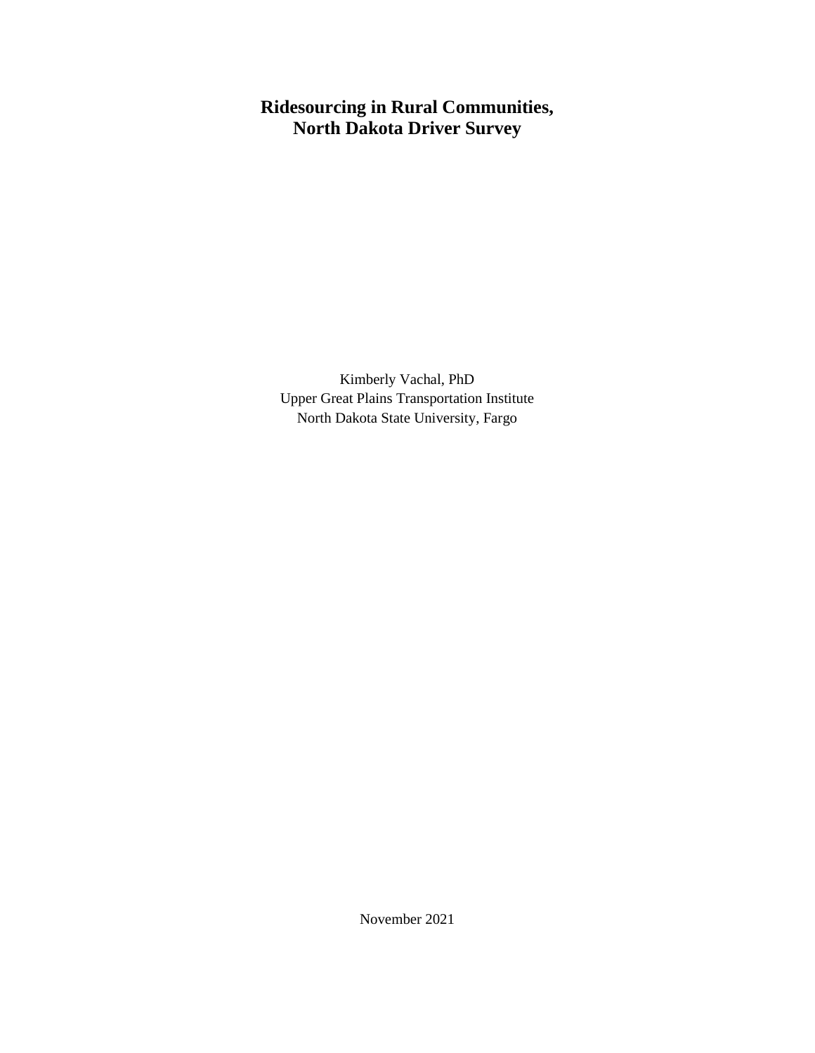# Ridesourcing in Rural Communities, North Dakota Driver Survey

Kimberly Vachal, PhD
Upper Great Plains Transportation Institute
North Dakota State University, Fargo

November 2021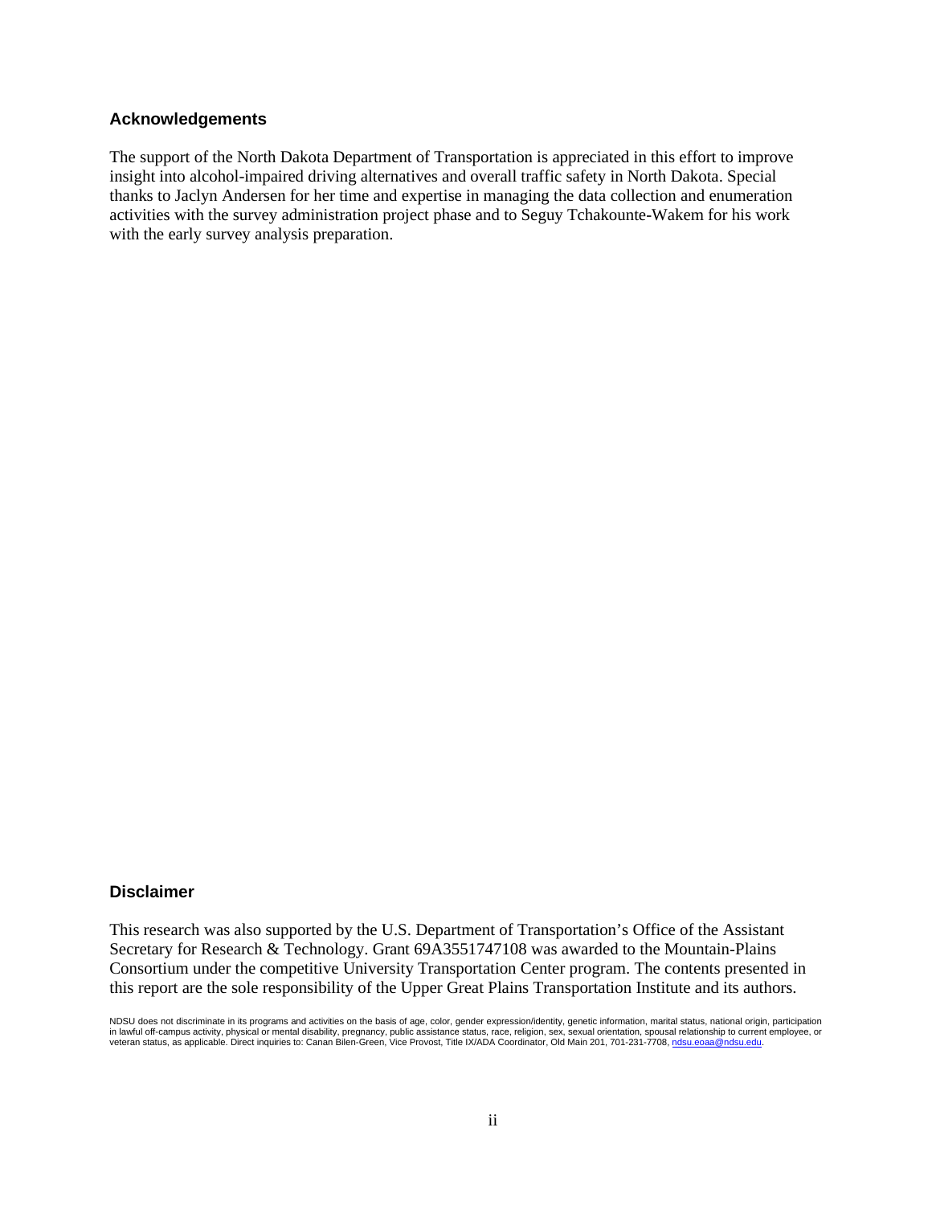## Acknowledgements

The support of the North Dakota Department of Transportation is appreciated in this effort to improve insight into alcohol-impaired driving alternatives and overall traffic safety in North Dakota. Special thanks to Jaclyn Andersen for her time and expertise in managing the data collection and enumeration activities with the survey administration project phase and to Seguy Tchakounte-Wakem for his work with the early survey analysis preparation.

## Disclaimer

This research was also supported by the U.S. Department of Transportation's Office of the Assistant Secretary for Research & Technology. Grant 69A3551747108 was awarded to the Mountain-Plains Consortium under the competitive University Transportation Center program. The contents presented in this report are the sole responsibility of the Upper Great Plains Transportation Institute and its authors.

NDSU does not discriminate in its programs and activities on the basis of age, color, gender expression/identity, genetic information, marital status, national origin, participation in lawful off-campus activity, physical or mental disability, pregnancy, public assistance status, race, religion, sex, sexual orientation, spousal relationship to current employee, or veteran status, as applicable. Direct inquiries to: Canan Bilen-Green, Vice Provost, Title IX/ADA Coordinator, Old Main 201, 701-231-7708, ndsu.eoaa@ndsu.edu.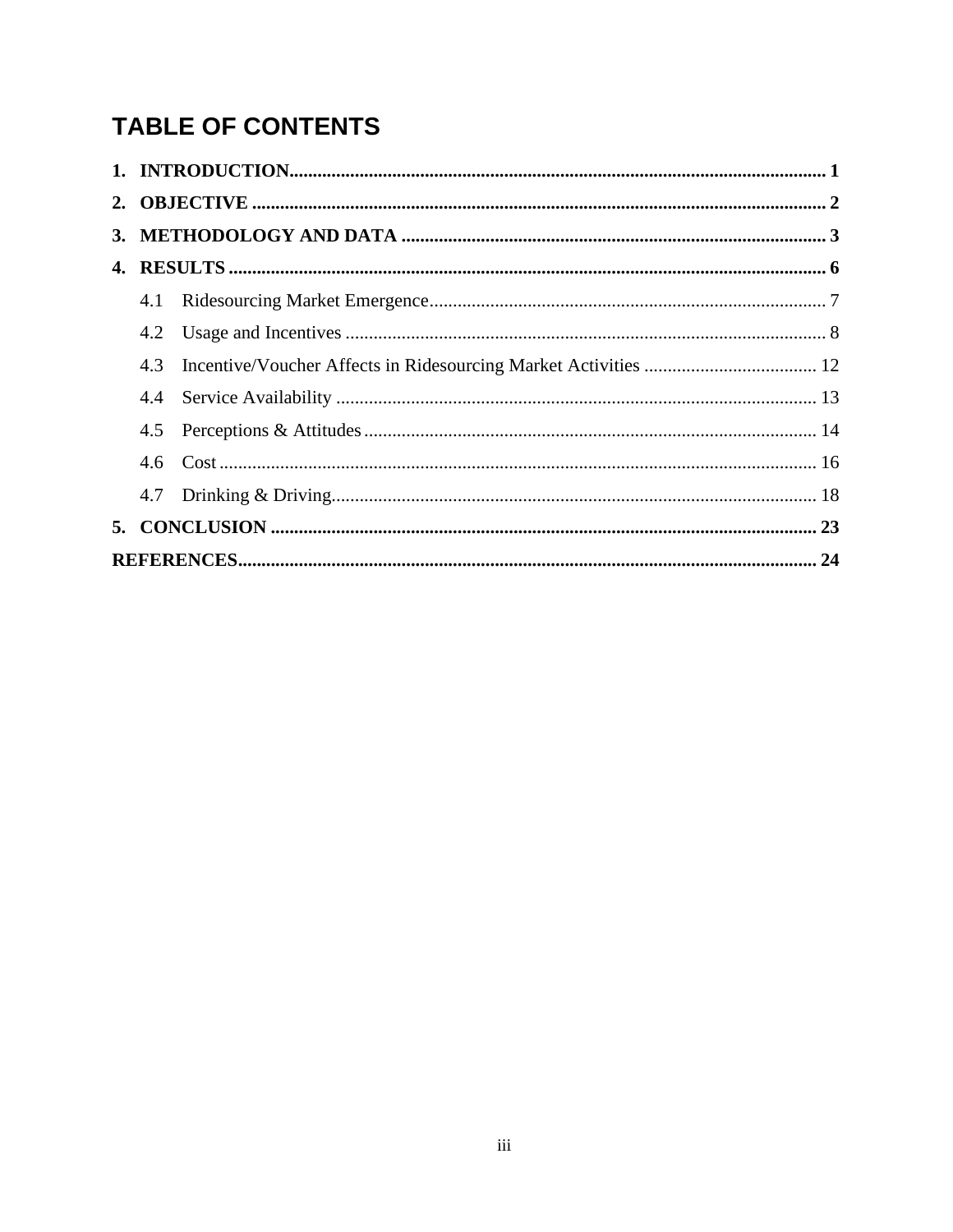# TABLE OF CONTENTS

**1. INTRODUCTION** .......... **1**

**2. OBJECTIVE** .......... **2**

**3. METHODOLOGY AND DATA** .......... **3**

**4. RESULTS** .......... **6**

- 4.1 Ridesourcing Market Emergence .......... 7
- 4.2 Usage and Incentives .......... 8
- 4.3 Incentive/Voucher Affects in Ridesourcing Market Activities .......... 12
- 4.4 Service Availability .......... 13
- 4.5 Perceptions & Attitudes .......... 14
- 4.6 Cost .......... 16
- 4.7 Drinking & Driving .......... 18

**5. CONCLUSION** .......... **23**

**REFERENCES** .......... **24**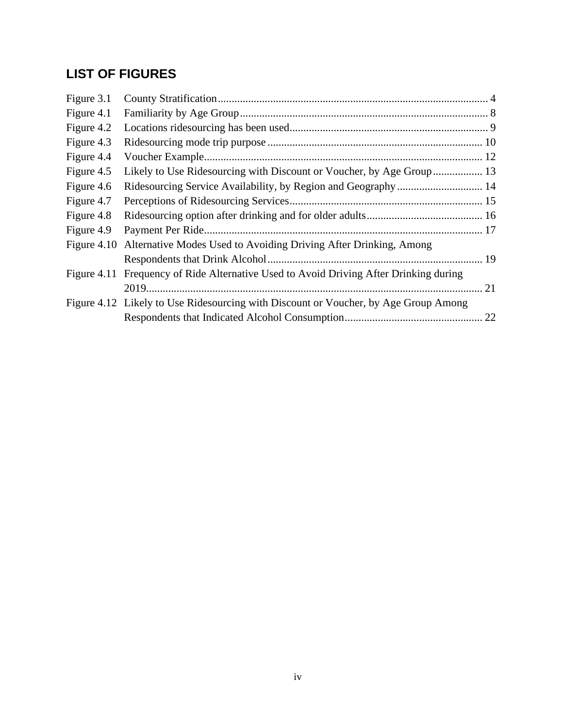## LIST OF FIGURES

| | | |
|---|---|---|
| Figure 3.1 | County Stratification | 4 |
| Figure 4.1 | Familiarity by Age Group | 8 |
| Figure 4.2 | Locations ridesourcing has been used | 9 |
| Figure 4.3 | Ridesourcing mode trip purpose | 10 |
| Figure 4.4 | Voucher Example | 12 |
| Figure 4.5 | Likely to Use Ridesourcing with Discount or Voucher, by Age Group | 13 |
| Figure 4.6 | Ridesourcing Service Availability, by Region and Geography | 14 |
| Figure 4.7 | Perceptions of Ridesourcing Services | 15 |
| Figure 4.8 | Ridesourcing option after drinking and for older adults | 16 |
| Figure 4.9 | Payment Per Ride | 17 |
| Figure 4.10 | Alternative Modes Used to Avoiding Driving After Drinking, Among Respondents that Drink Alcohol | 19 |
| Figure 4.11 | Frequency of Ride Alternative Used to Avoid Driving After Drinking during 2019 | 21 |
| Figure 4.12 | Likely to Use Ridesourcing with Discount or Voucher, by Age Group Among Respondents that Indicated Alcohol Consumption | 22 |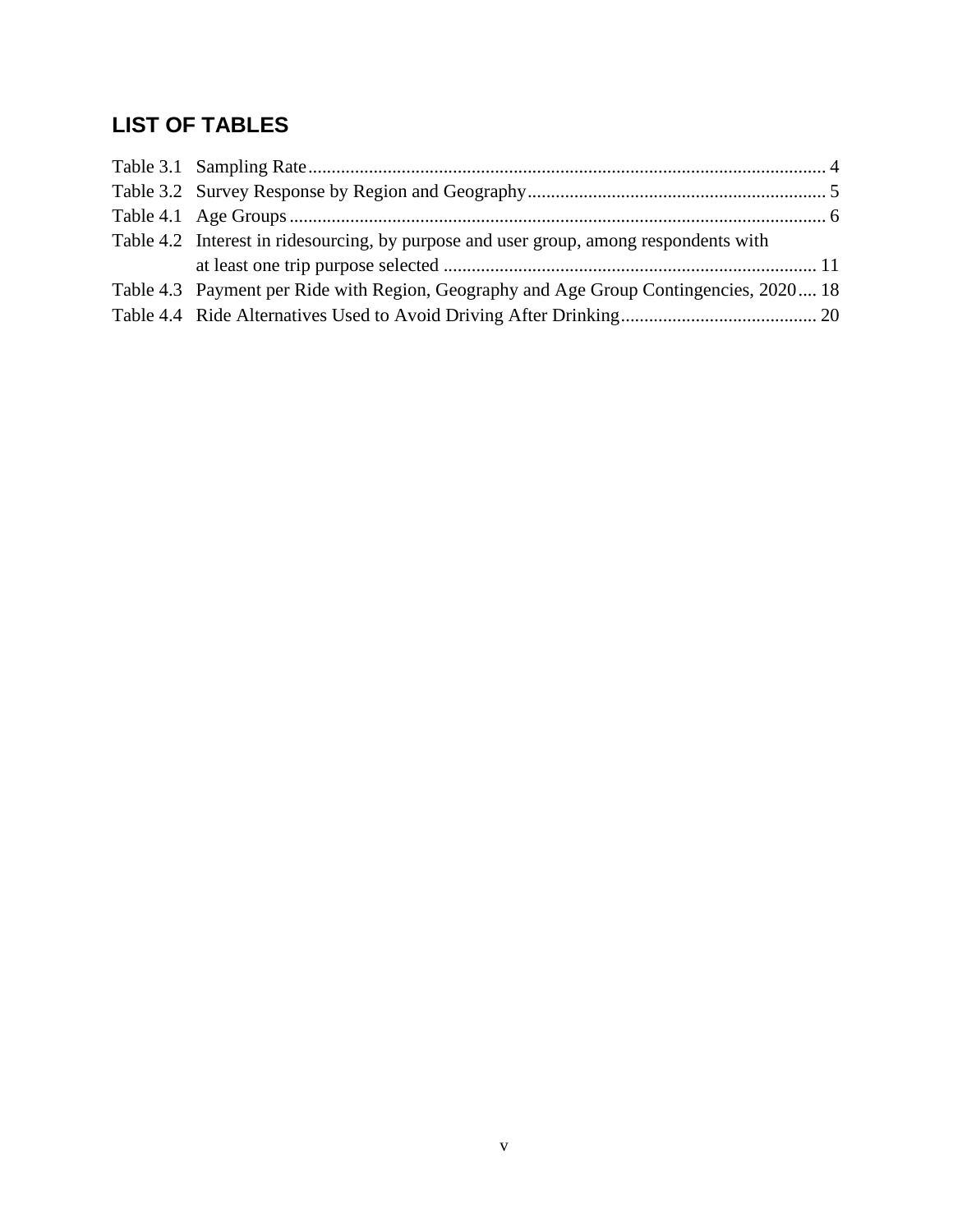## LIST OF TABLES

Table 3.1 Sampling Rate ... 4
Table 3.2 Survey Response by Region and Geography ... 5
Table 4.1 Age Groups ... 6
Table 4.2 Interest in ridesourcing, by purpose and user group, among respondents with at least one trip purpose selected ... 11
Table 4.3 Payment per Ride with Region, Geography and Age Group Contingencies, 2020 ... 18
Table 4.4 Ride Alternatives Used to Avoid Driving After Drinking ... 20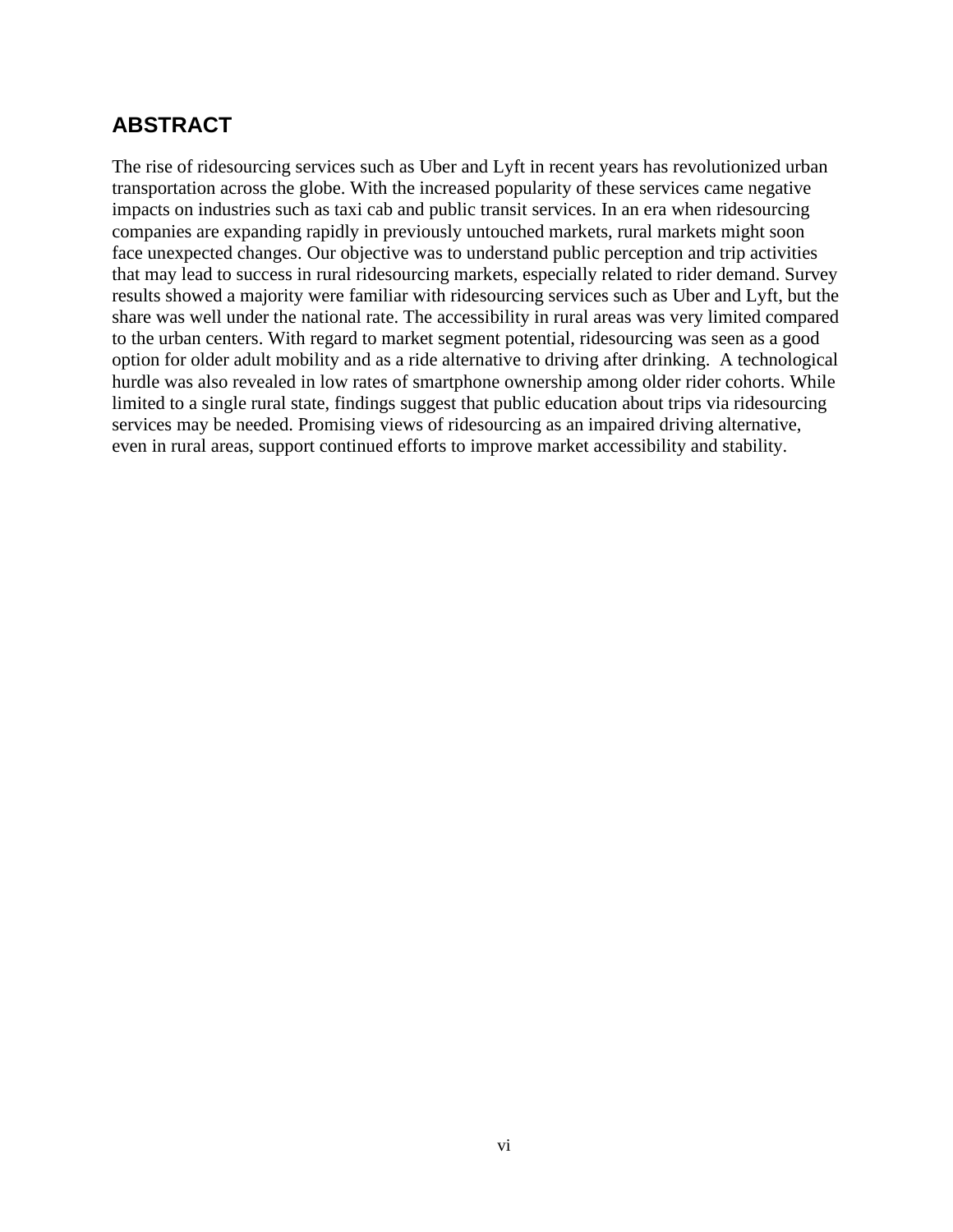## ABSTRACT

The rise of ridesourcing services such as Uber and Lyft in recent years has revolutionized urban transportation across the globe. With the increased popularity of these services came negative impacts on industries such as taxi cab and public transit services. In an era when ridesourcing companies are expanding rapidly in previously untouched markets, rural markets might soon face unexpected changes. Our objective was to understand public perception and trip activities that may lead to success in rural ridesourcing markets, especially related to rider demand. Survey results showed a majority were familiar with ridesourcing services such as Uber and Lyft, but the share was well under the national rate. The accessibility in rural areas was very limited compared to the urban centers. With regard to market segment potential, ridesourcing was seen as a good option for older adult mobility and as a ride alternative to driving after drinking. A technological hurdle was also revealed in low rates of smartphone ownership among older rider cohorts. While limited to a single rural state, findings suggest that public education about trips via ridesourcing services may be needed. Promising views of ridesourcing as an impaired driving alternative, even in rural areas, support continued efforts to improve market accessibility and stability.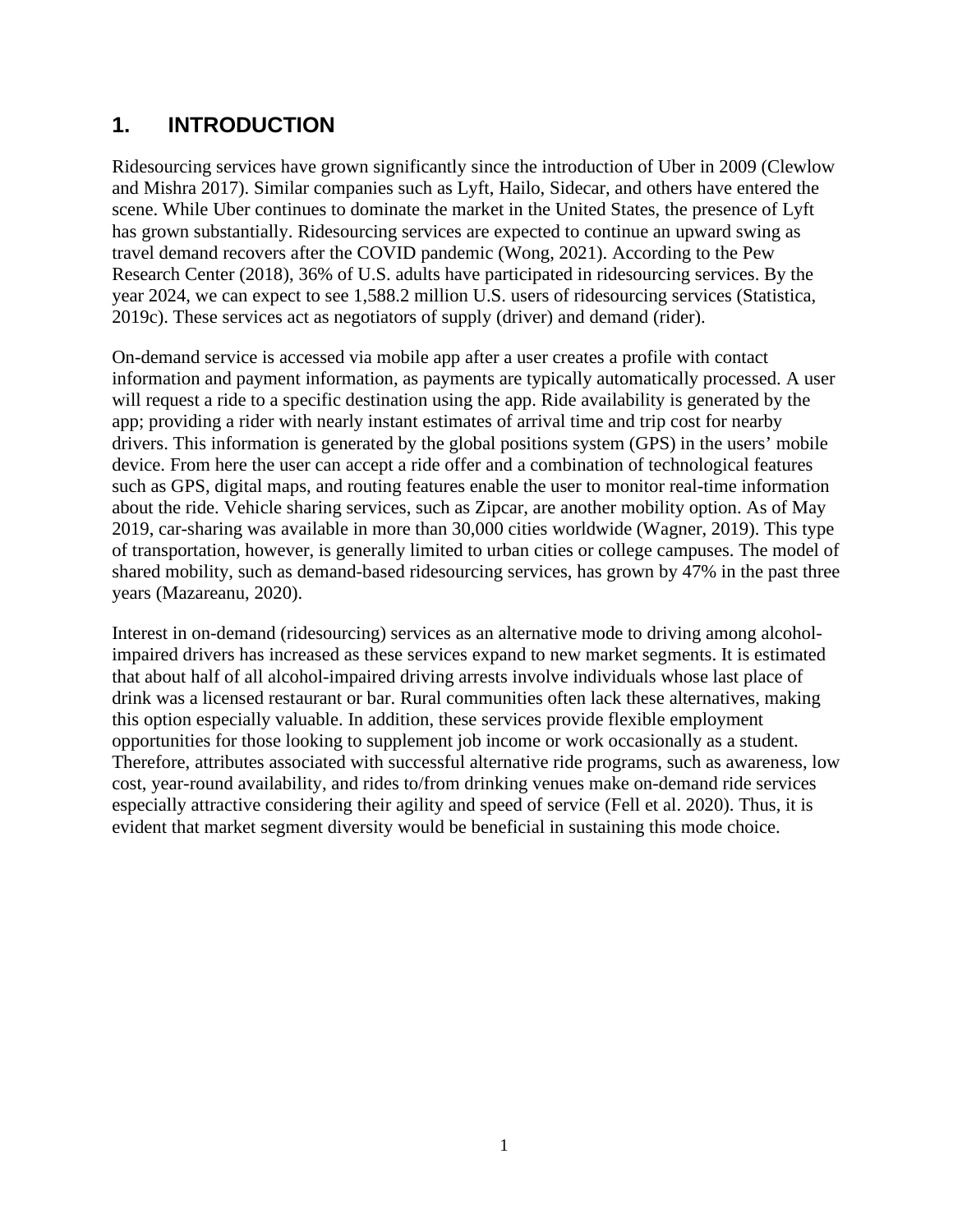# 1. INTRODUCTION

Ridesourcing services have grown significantly since the introduction of Uber in 2009 (Clewlow and Mishra 2017). Similar companies such as Lyft, Hailo, Sidecar, and others have entered the scene. While Uber continues to dominate the market in the United States, the presence of Lyft has grown substantially. Ridesourcing services are expected to continue an upward swing as travel demand recovers after the COVID pandemic (Wong, 2021). According to the Pew Research Center (2018), 36% of U.S. adults have participated in ridesourcing services. By the year 2024, we can expect to see 1,588.2 million U.S. users of ridesourcing services (Statistica, 2019c). These services act as negotiators of supply (driver) and demand (rider).

On-demand service is accessed via mobile app after a user creates a profile with contact information and payment information, as payments are typically automatically processed. A user will request a ride to a specific destination using the app. Ride availability is generated by the app; providing a rider with nearly instant estimates of arrival time and trip cost for nearby drivers. This information is generated by the global positions system (GPS) in the users' mobile device. From here the user can accept a ride offer and a combination of technological features such as GPS, digital maps, and routing features enable the user to monitor real-time information about the ride. Vehicle sharing services, such as Zipcar, are another mobility option. As of May 2019, car-sharing was available in more than 30,000 cities worldwide (Wagner, 2019). This type of transportation, however, is generally limited to urban cities or college campuses. The model of shared mobility, such as demand-based ridesourcing services, has grown by 47% in the past three years (Mazareanu, 2020).

Interest in on-demand (ridesourcing) services as an alternative mode to driving among alcohol-impaired drivers has increased as these services expand to new market segments. It is estimated that about half of all alcohol-impaired driving arrests involve individuals whose last place of drink was a licensed restaurant or bar. Rural communities often lack these alternatives, making this option especially valuable. In addition, these services provide flexible employment opportunities for those looking to supplement job income or work occasionally as a student. Therefore, attributes associated with successful alternative ride programs, such as awareness, low cost, year-round availability, and rides to/from drinking venues make on-demand ride services especially attractive considering their agility and speed of service (Fell et al. 2020). Thus, it is evident that market segment diversity would be beneficial in sustaining this mode choice.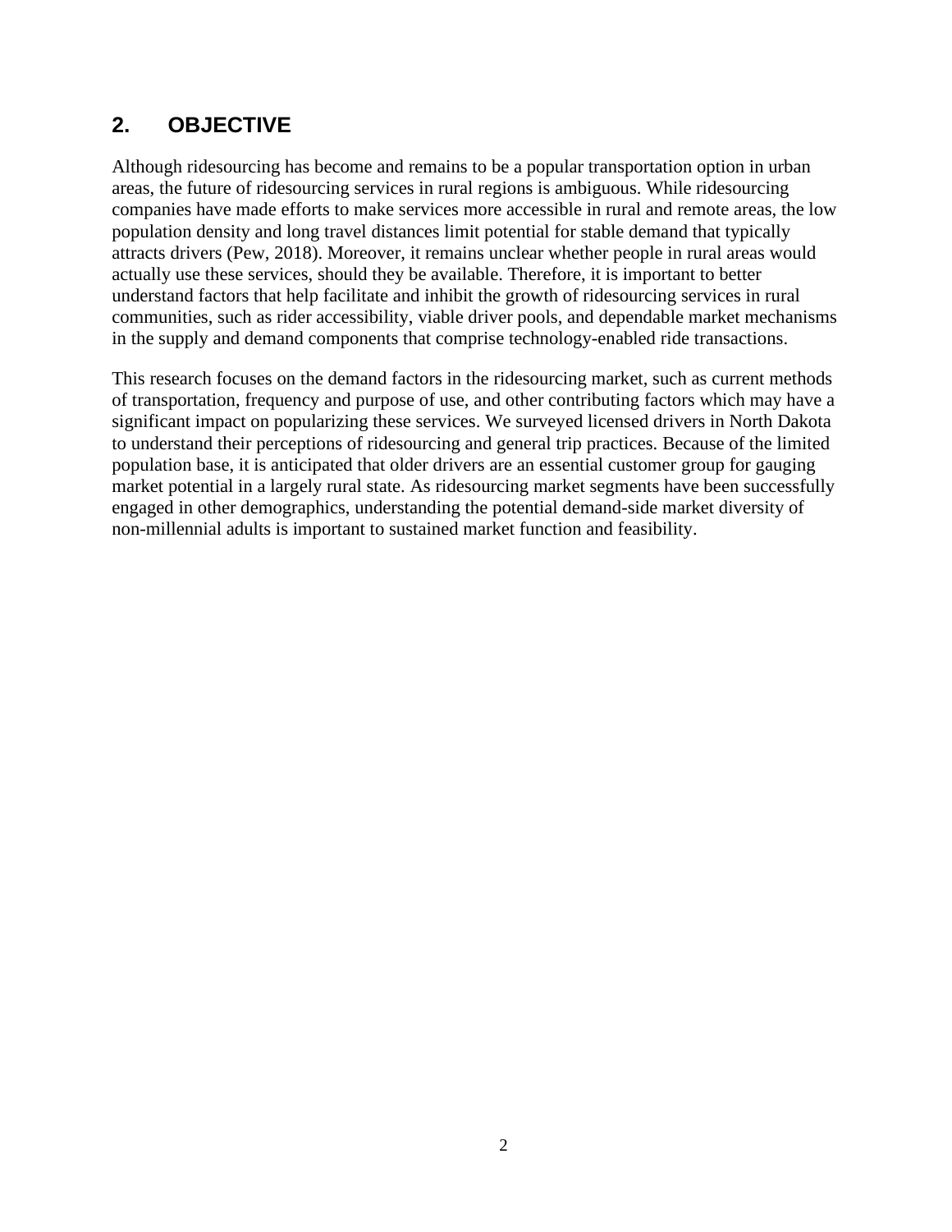## 2. OBJECTIVE

Although ridesourcing has become and remains to be a popular transportation option in urban areas, the future of ridesourcing services in rural regions is ambiguous. While ridesourcing companies have made efforts to make services more accessible in rural and remote areas, the low population density and long travel distances limit potential for stable demand that typically attracts drivers (Pew, 2018). Moreover, it remains unclear whether people in rural areas would actually use these services, should they be available. Therefore, it is important to better understand factors that help facilitate and inhibit the growth of ridesourcing services in rural communities, such as rider accessibility, viable driver pools, and dependable market mechanisms in the supply and demand components that comprise technology-enabled ride transactions.

This research focuses on the demand factors in the ridesourcing market, such as current methods of transportation, frequency and purpose of use, and other contributing factors which may have a significant impact on popularizing these services. We surveyed licensed drivers in North Dakota to understand their perceptions of ridesourcing and general trip practices. Because of the limited population base, it is anticipated that older drivers are an essential customer group for gauging market potential in a largely rural state. As ridesourcing market segments have been successfully engaged in other demographics, understanding the potential demand-side market diversity of non-millennial adults is important to sustained market function and feasibility.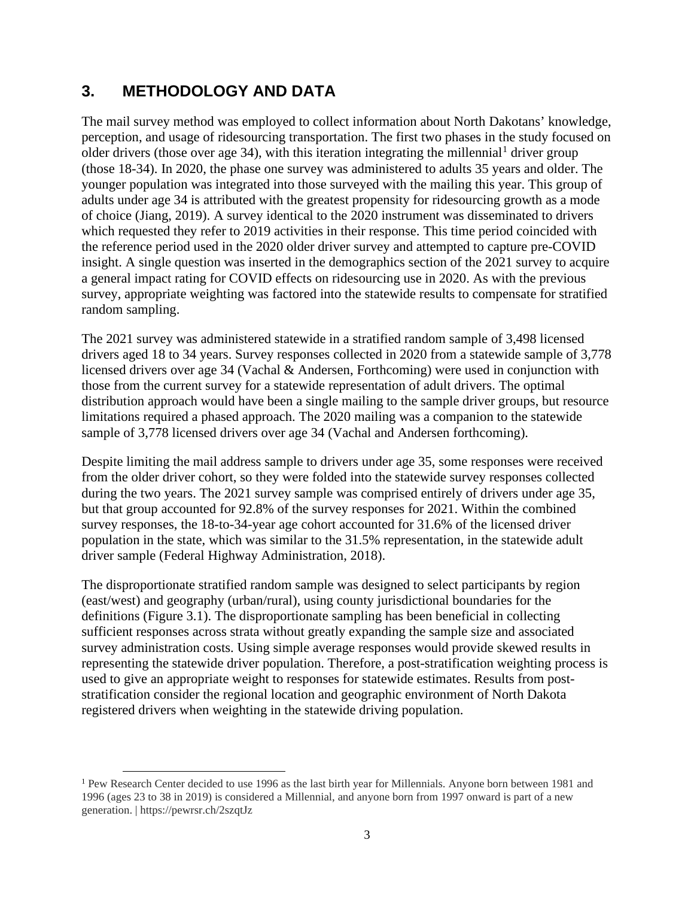## 3. METHODOLOGY AND DATA

The mail survey method was employed to collect information about North Dakotans' knowledge, perception, and usage of ridesourcing transportation. The first two phases in the study focused on older drivers (those over age 34), with this iteration integrating the millennial[1] driver group (those 18-34). In 2020, the phase one survey was administered to adults 35 years and older. The younger population was integrated into those surveyed with the mailing this year. This group of adults under age 34 is attributed with the greatest propensity for ridesourcing growth as a mode of choice (Jiang, 2019). A survey identical to the 2020 instrument was disseminated to drivers which requested they refer to 2019 activities in their response. This time period coincided with the reference period used in the 2020 older driver survey and attempted to capture pre-COVID insight. A single question was inserted in the demographics section of the 2021 survey to acquire a general impact rating for COVID effects on ridesourcing use in 2020. As with the previous survey, appropriate weighting was factored into the statewide results to compensate for stratified random sampling.

The 2021 survey was administered statewide in a stratified random sample of 3,498 licensed drivers aged 18 to 34 years. Survey responses collected in 2020 from a statewide sample of 3,778 licensed drivers over age 34 (Vachal & Andersen, Forthcoming) were used in conjunction with those from the current survey for a statewide representation of adult drivers. The optimal distribution approach would have been a single mailing to the sample driver groups, but resource limitations required a phased approach. The 2020 mailing was a companion to the statewide sample of 3,778 licensed drivers over age 34 (Vachal and Andersen forthcoming).

Despite limiting the mail address sample to drivers under age 35, some responses were received from the older driver cohort, so they were folded into the statewide survey responses collected during the two years. The 2021 survey sample was comprised entirely of drivers under age 35, but that group accounted for 92.8% of the survey responses for 2021. Within the combined survey responses, the 18-to-34-year age cohort accounted for 31.6% of the licensed driver population in the state, which was similar to the 31.5% representation, in the statewide adult driver sample (Federal Highway Administration, 2018).

The disproportionate stratified random sample was designed to select participants by region (east/west) and geography (urban/rural), using county jurisdictional boundaries for the definitions (Figure 3.1). The disproportionate sampling has been beneficial in collecting sufficient responses across strata without greatly expanding the sample size and associated survey administration costs. Using simple average responses would provide skewed results in representing the statewide driver population. Therefore, a post-stratification weighting process is used to give an appropriate weight to responses for statewide estimates. Results from post-stratification consider the regional location and geographic environment of North Dakota registered drivers when weighting in the statewide driving population.

[1] Pew Research Center decided to use 1996 as the last birth year for Millennials. Anyone born between 1981 and 1996 (ages 23 to 38 in 2019) is considered a Millennial, and anyone born from 1997 onward is part of a new generation. | https://pewrsr.ch/2szqtJz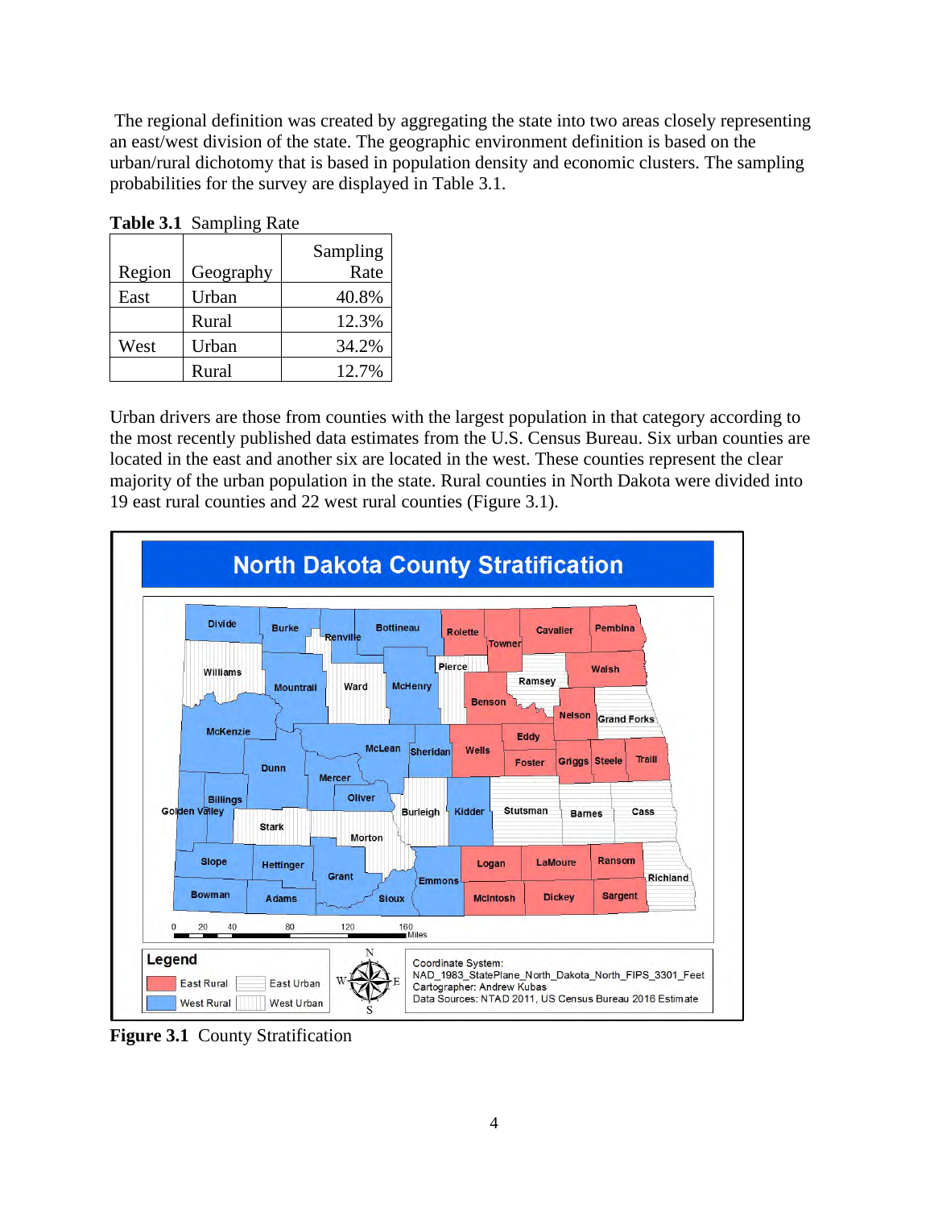The regional definition was created by aggregating the state into two areas closely representing an east/west division of the state. The geographic environment definition is based on the urban/rural dichotomy that is based in population density and economic clusters. The sampling probabilities for the survey are displayed in Table 3.1.

**Table 3.1** Sampling Rate

| Region | Geography | Sampling Rate |
|---|---|---|
| East | Urban | 40.8% |
| | Rural | 12.3% |
| West | Urban | 34.2% |
| | Rural | 12.7% |

Urban drivers are those from counties with the largest population in that category according to the most recently published data estimates from the U.S. Census Bureau. Six urban counties are located in the east and another six are located in the west. These counties represent the clear majority of the urban population in the state. Rural counties in North Dakota were divided into 19 east rural counties and 22 west rural counties (Figure 3.1).

**Figure 3.1** County Stratification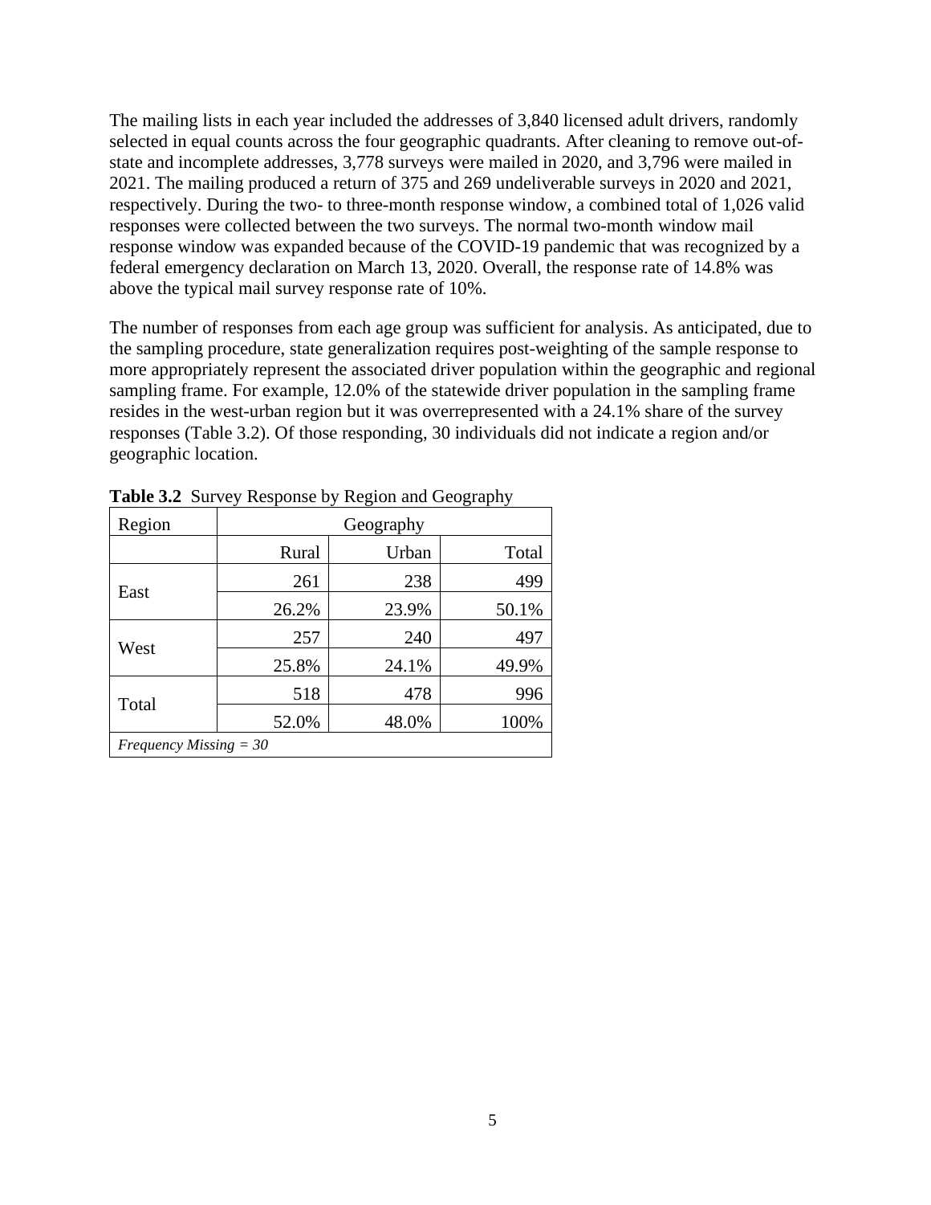The mailing lists in each year included the addresses of 3,840 licensed adult drivers, randomly selected in equal counts across the four geographic quadrants. After cleaning to remove out-of-state and incomplete addresses, 3,778 surveys were mailed in 2020, and 3,796 were mailed in 2021. The mailing produced a return of 375 and 269 undeliverable surveys in 2020 and 2021, respectively. During the two- to three-month response window, a combined total of 1,026 valid responses were collected between the two surveys. The normal two-month window mail response window was expanded because of the COVID-19 pandemic that was recognized by a federal emergency declaration on March 13, 2020. Overall, the response rate of 14.8% was above the typical mail survey response rate of 10%.

The number of responses from each age group was sufficient for analysis. As anticipated, due to the sampling procedure, state generalization requires post-weighting of the sample response to more appropriately represent the associated driver population within the geographic and regional sampling frame. For example, 12.0% of the statewide driver population in the sampling frame resides in the west-urban region but it was overrepresented with a 24.1% share of the survey responses (Table 3.2). Of those responding, 30 individuals did not indicate a region and/or geographic location.

**Table 3.2** Survey Response by Region and Geography

| Region | Geography | | |
|---|---|---|---|
| | Rural | Urban | Total |
| East | 261 | 238 | 499 |
| | 26.2% | 23.9% | 50.1% |
| West | 257 | 240 | 497 |
| | 25.8% | 24.1% | 49.9% |
| Total | 518 | 478 | 996 |
| | 52.0% | 48.0% | 100% |
| *Frequency Missing = 30* | | | |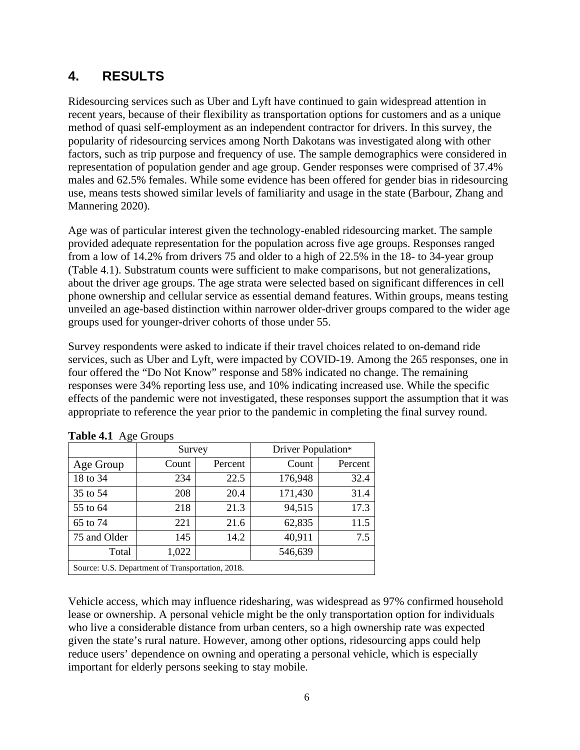# 4. RESULTS

Ridesourcing services such as Uber and Lyft have continued to gain widespread attention in recent years, because of their flexibility as transportation options for customers and as a unique method of quasi self-employment as an independent contractor for drivers. In this survey, the popularity of ridesourcing services among North Dakotans was investigated along with other factors, such as trip purpose and frequency of use. The sample demographics were considered in representation of population gender and age group. Gender responses were comprised of 37.4% males and 62.5% females. While some evidence has been offered for gender bias in ridesourcing use, means tests showed similar levels of familiarity and usage in the state (Barbour, Zhang and Mannering 2020).

Age was of particular interest given the technology-enabled ridesourcing market. The sample provided adequate representation for the population across five age groups. Responses ranged from a low of 14.2% from drivers 75 and older to a high of 22.5% in the 18- to 34-year group (Table 4.1). Substratum counts were sufficient to make comparisons, but not generalizations, about the driver age groups. The age strata were selected based on significant differences in cell phone ownership and cellular service as essential demand features. Within groups, means testing unveiled an age-based distinction within narrower older-driver groups compared to the wider age groups used for younger-driver cohorts of those under 55.

Survey respondents were asked to indicate if their travel choices related to on-demand ride services, such as Uber and Lyft, were impacted by COVID-19. Among the 265 responses, one in four offered the "Do Not Know" response and 58% indicated no change. The remaining responses were 34% reporting less use, and 10% indicating increased use. While the specific effects of the pandemic were not investigated, these responses support the assumption that it was appropriate to reference the year prior to the pandemic in completing the final survey round.

**Table 4.1** Age Groups

| | Survey | | Driver Population* | |
|---|---|---|---|---|
| Age Group | Count | Percent | Count | Percent |
| 18 to 34 | 234 | 22.5 | 176,948 | 32.4 |
| 35 to 54 | 208 | 20.4 | 171,430 | 31.4 |
| 55 to 64 | 218 | 21.3 | 94,515 | 17.3 |
| 65 to 74 | 221 | 21.6 | 62,835 | 11.5 |
| 75 and Older | 145 | 14.2 | 40,911 | 7.5 |
| Total | 1,022 | | 546,639 | |

Source: U.S. Department of Transportation, 2018.

Vehicle access, which may influence ridesharing, was widespread as 97% confirmed household lease or ownership. A personal vehicle might be the only transportation option for individuals who live a considerable distance from urban centers, so a high ownership rate was expected given the state's rural nature. However, among other options, ridesourcing apps could help reduce users' dependence on owning and operating a personal vehicle, which is especially important for elderly persons seeking to stay mobile.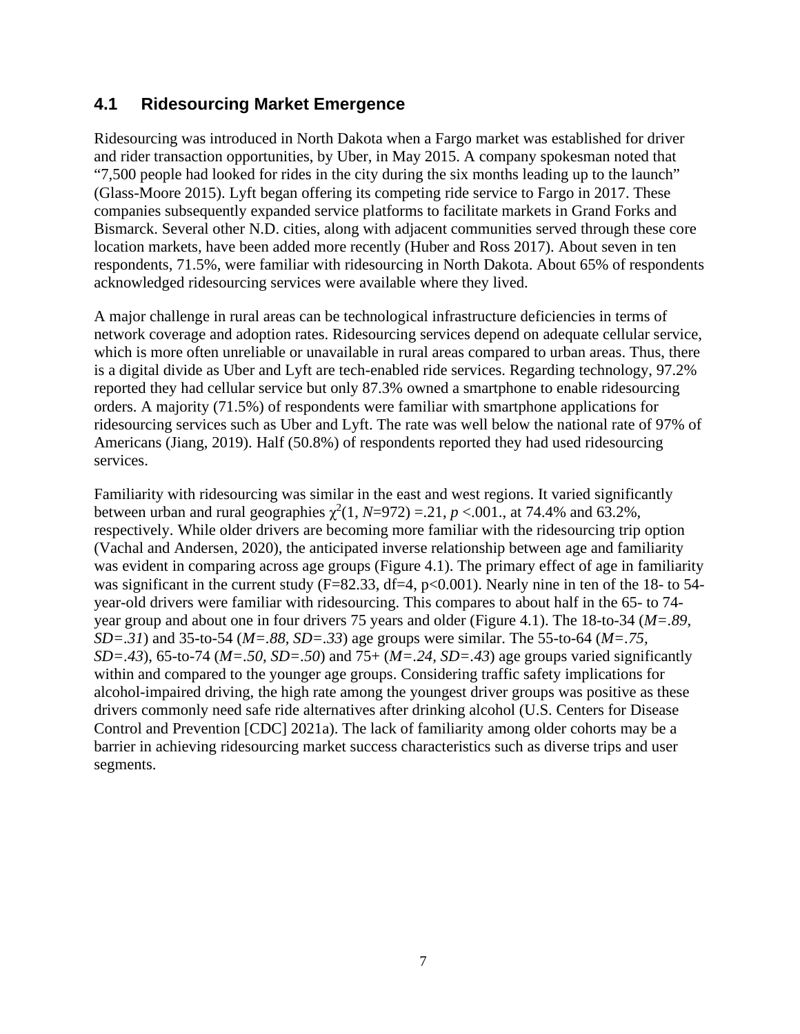## 4.1 Ridesourcing Market Emergence

Ridesourcing was introduced in North Dakota when a Fargo market was established for driver and rider transaction opportunities, by Uber, in May 2015. A company spokesman noted that "7,500 people had looked for rides in the city during the six months leading up to the launch" (Glass-Moore 2015). Lyft began offering its competing ride service to Fargo in 2017. These companies subsequently expanded service platforms to facilitate markets in Grand Forks and Bismarck. Several other N.D. cities, along with adjacent communities served through these core location markets, have been added more recently (Huber and Ross 2017). About seven in ten respondents, 71.5%, were familiar with ridesourcing in North Dakota. About 65% of respondents acknowledged ridesourcing services were available where they lived.

A major challenge in rural areas can be technological infrastructure deficiencies in terms of network coverage and adoption rates. Ridesourcing services depend on adequate cellular service, which is more often unreliable or unavailable in rural areas compared to urban areas. Thus, there is a digital divide as Uber and Lyft are tech-enabled ride services. Regarding technology, 97.2% reported they had cellular service but only 87.3% owned a smartphone to enable ridesourcing orders. A majority (71.5%) of respondents were familiar with smartphone applications for ridesourcing services such as Uber and Lyft. The rate was well below the national rate of 97% of Americans (Jiang, 2019). Half (50.8%) of respondents reported they had used ridesourcing services.

Familiarity with ridesourcing was similar in the east and west regions. It varied significantly between urban and rural geographies $\chi^2(1, N=972) = .21$, $p < .001$., at 74.4% and 63.2%, respectively. While older drivers are becoming more familiar with the ridesourcing trip option (Vachal and Andersen, 2020), the anticipated inverse relationship between age and familiarity was evident in comparing across age groups (Figure 4.1). The primary effect of age in familiarity was significant in the current study (F=82.33, df=4, p<0.001). Nearly nine in ten of the 18- to 54-year-old drivers were familiar with ridesourcing. This compares to about half in the 65- to 74-year group and about one in four drivers 75 years and older (Figure 4.1). The 18-to-34 (*M=.89, SD=.31*) and 35-to-54 (*M=.88, SD=.33*) age groups were similar. The 55-to-64 (*M=.75, SD=.43*), 65-to-74 (*M=.50, SD=.50*) and 75+ (*M=.24, SD=.43*) age groups varied significantly within and compared to the younger age groups. Considering traffic safety implications for alcohol-impaired driving, the high rate among the youngest driver groups was positive as these drivers commonly need safe ride alternatives after drinking alcohol (U.S. Centers for Disease Control and Prevention [CDC] 2021a). The lack of familiarity among older cohorts may be a barrier in achieving ridesourcing market success characteristics such as diverse trips and user segments.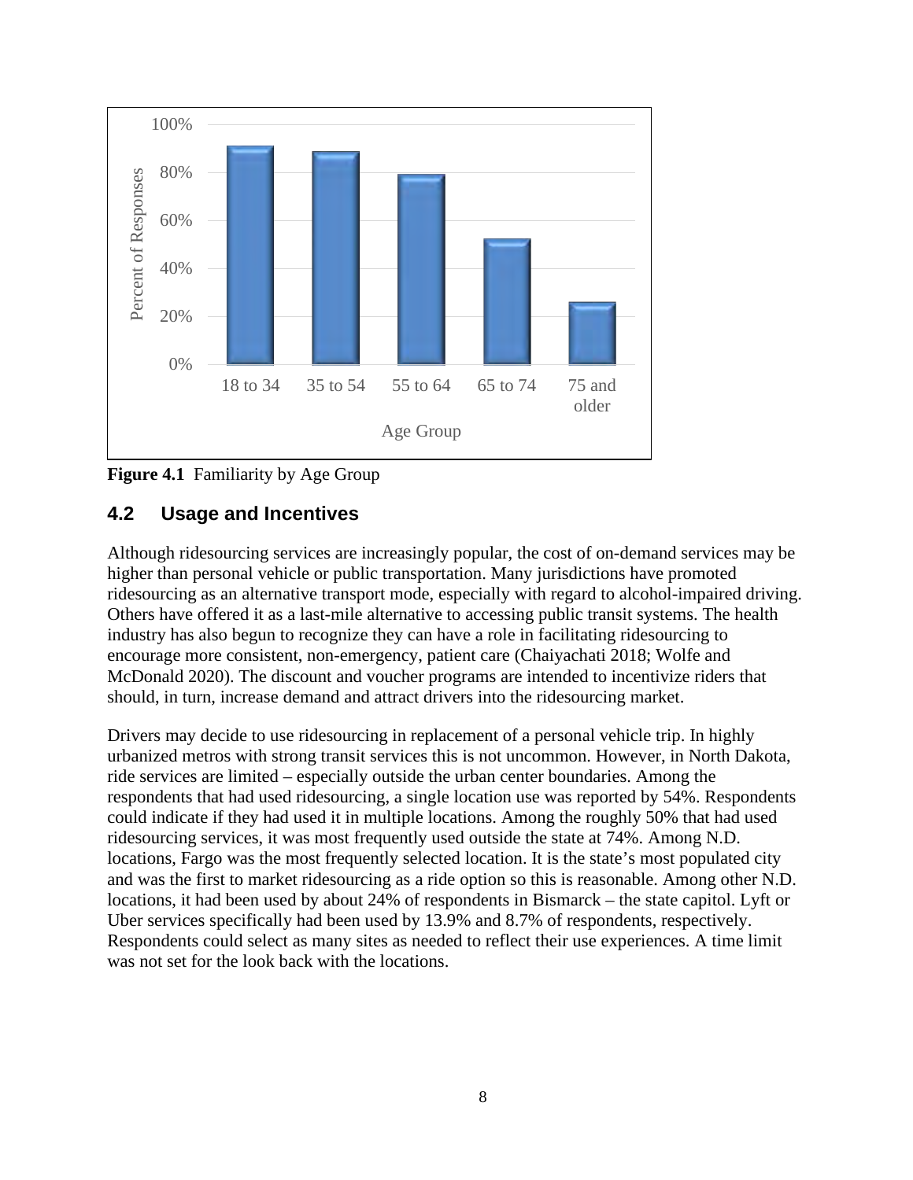**Figure 4.1** Familiarity by Age Group

## 4.2 Usage and Incentives

Although ridesourcing services are increasingly popular, the cost of on-demand services may be higher than personal vehicle or public transportation. Many jurisdictions have promoted ridesourcing as an alternative transport mode, especially with regard to alcohol-impaired driving. Others have offered it as a last-mile alternative to accessing public transit systems. The health industry has also begun to recognize they can have a role in facilitating ridesourcing to encourage more consistent, non-emergency, patient care (Chaiyachati 2018; Wolfe and McDonald 2020). The discount and voucher programs are intended to incentivize riders that should, in turn, increase demand and attract drivers into the ridesourcing market.

Drivers may decide to use ridesourcing in replacement of a personal vehicle trip. In highly urbanized metros with strong transit services this is not uncommon. However, in North Dakota, ride services are limited – especially outside the urban center boundaries. Among the respondents that had used ridesourcing, a single location use was reported by 54%. Respondents could indicate if they had used it in multiple locations. Among the roughly 50% that had used ridesourcing services, it was most frequently used outside the state at 74%. Among N.D. locations, Fargo was the most frequently selected location. It is the state's most populated city and was the first to market ridesourcing as a ride option so this is reasonable. Among other N.D. locations, it had been used by about 24% of respondents in Bismarck – the state capitol. Lyft or Uber services specifically had been used by 13.9% and 8.7% of respondents, respectively. Respondents could select as many sites as needed to reflect their use experiences. A time limit was not set for the look back with the locations.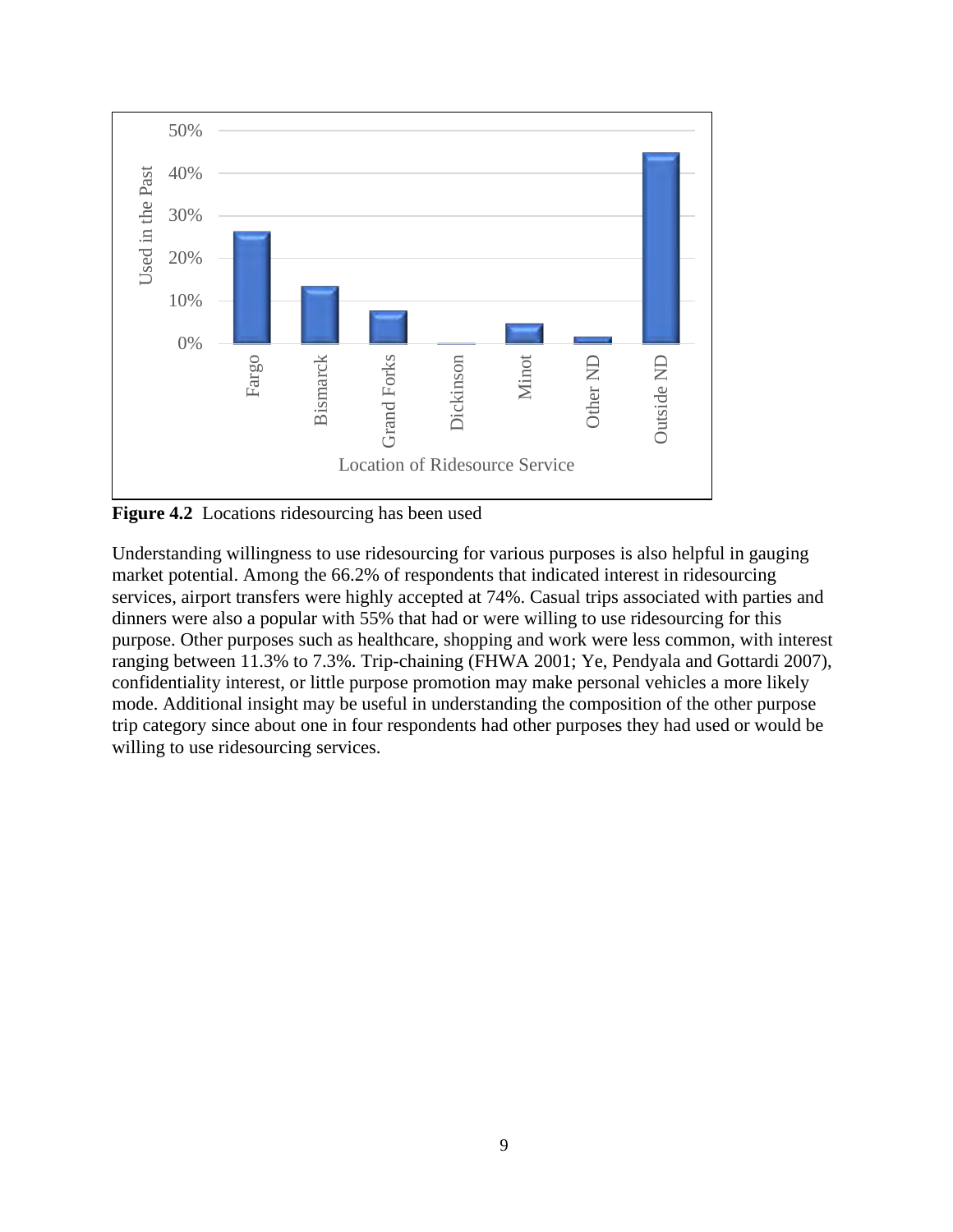**Figure 4.2** Locations ridesourcing has been used

Understanding willingness to use ridesourcing for various purposes is also helpful in gauging market potential. Among the 66.2% of respondents that indicated interest in ridesourcing services, airport transfers were highly accepted at 74%. Casual trips associated with parties and dinners were also a popular with 55% that had or were willing to use ridesourcing for this purpose. Other purposes such as healthcare, shopping and work were less common, with interest ranging between 11.3% to 7.3%. Trip-chaining (FHWA 2001; Ye, Pendyala and Gottardi 2007), confidentiality interest, or little purpose promotion may make personal vehicles a more likely mode. Additional insight may be useful in understanding the composition of the other purpose trip category since about one in four respondents had other purposes they had used or would be willing to use ridesourcing services.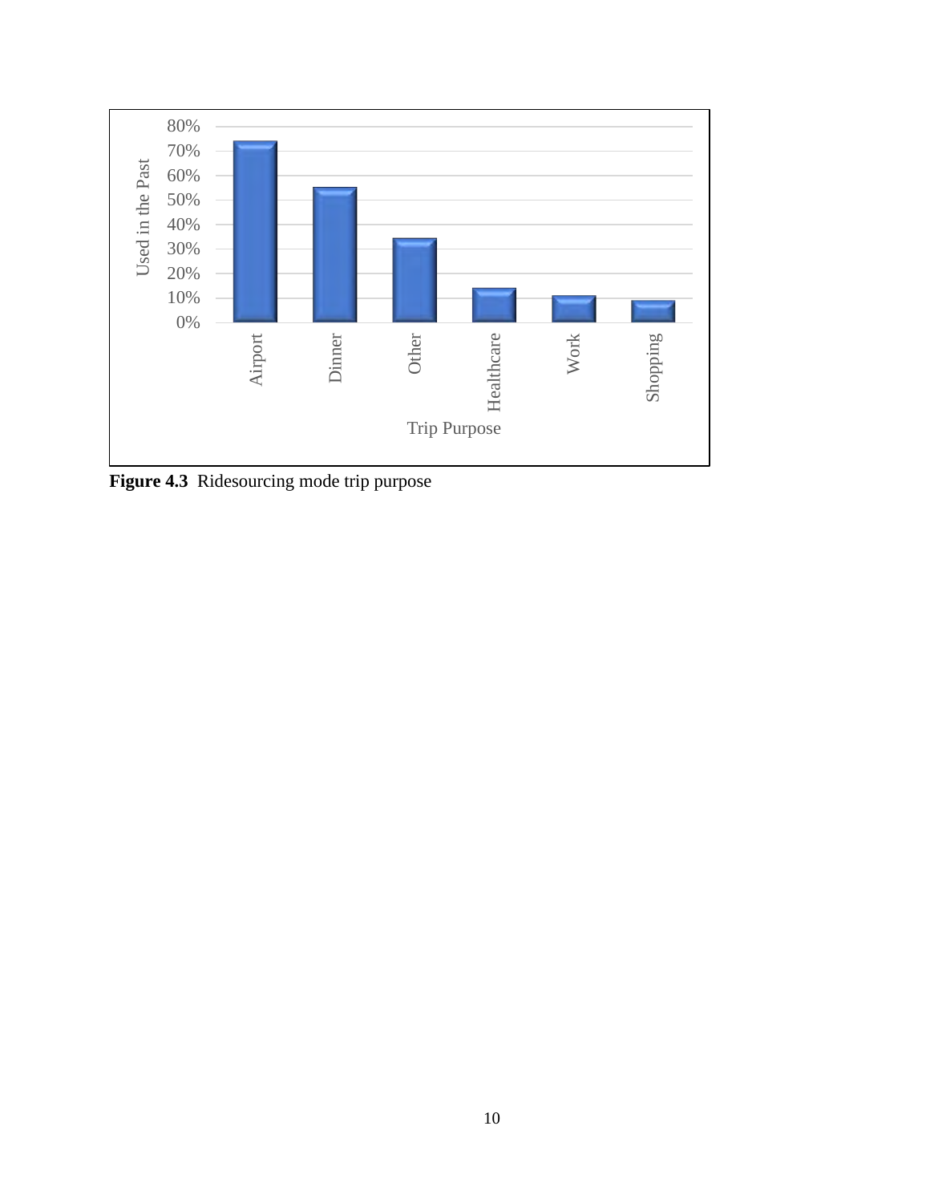**Figure 4.3** Ridesourcing mode trip purpose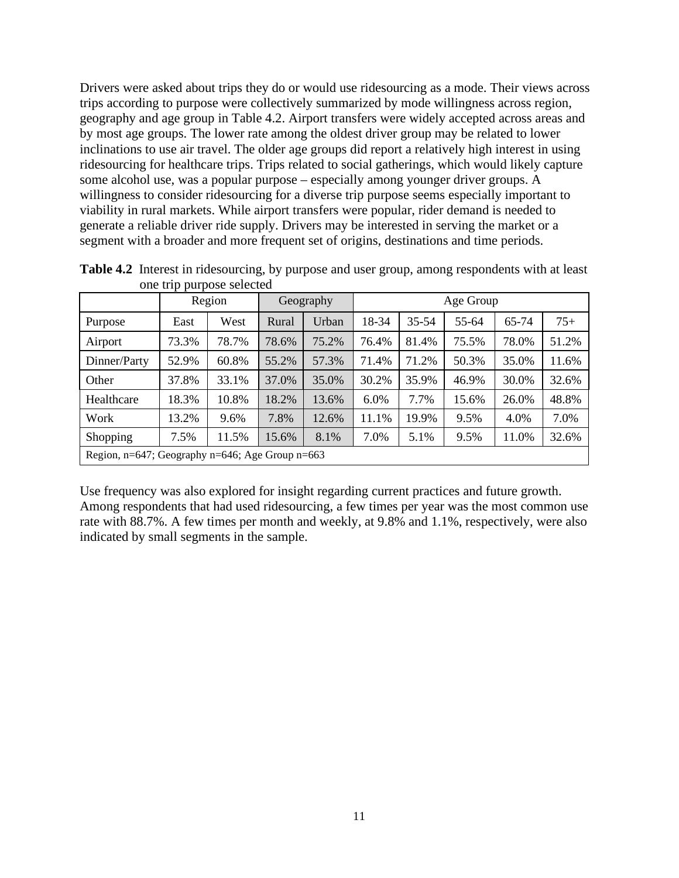Drivers were asked about trips they do or would use ridesourcing as a mode. Their views across trips according to purpose were collectively summarized by mode willingness across region, geography and age group in Table 4.2. Airport transfers were widely accepted across areas and by most age groups. The lower rate among the oldest driver group may be related to lower inclinations to use air travel. The older age groups did report a relatively high interest in using ridesourcing for healthcare trips. Trips related to social gatherings, which would likely capture some alcohol use, was a popular purpose – especially among younger driver groups. A willingness to consider ridesourcing for a diverse trip purpose seems especially important to viability in rural markets. While airport transfers were popular, rider demand is needed to generate a reliable driver ride supply. Drivers may be interested in serving the market or a segment with a broader and more frequent set of origins, destinations and time periods.

**Table 4.2** Interest in ridesourcing, by purpose and user group, among respondents with at least one trip purpose selected

| | Region | | Geography | | Age Group | | | | |
|---|---|---|---|---|---|---|---|---|---|
| Purpose | East | West | Rural | Urban | 18-34 | 35-54 | 55-64 | 65-74 | 75+ |
| Airport | 73.3% | 78.7% | 78.6% | 75.2% | 76.4% | 81.4% | 75.5% | 78.0% | 51.2% |
| Dinner/Party | 52.9% | 60.8% | 55.2% | 57.3% | 71.4% | 71.2% | 50.3% | 35.0% | 11.6% |
| Other | 37.8% | 33.1% | 37.0% | 35.0% | 30.2% | 35.9% | 46.9% | 30.0% | 32.6% |
| Healthcare | 18.3% | 10.8% | 18.2% | 13.6% | 6.0% | 7.7% | 15.6% | 26.0% | 48.8% |
| Work | 13.2% | 9.6% | 7.8% | 12.6% | 11.1% | 19.9% | 9.5% | 4.0% | 7.0% |
| Shopping | 7.5% | 11.5% | 15.6% | 8.1% | 7.0% | 5.1% | 9.5% | 11.0% | 32.6% |
| Region, n=647; Geography n=646; Age Group n=663 | | | | | | | | | |

Use frequency was also explored for insight regarding current practices and future growth. Among respondents that had used ridesourcing, a few times per year was the most common use rate with 88.7%. A few times per month and weekly, at 9.8% and 1.1%, respectively, were also indicated by small segments in the sample.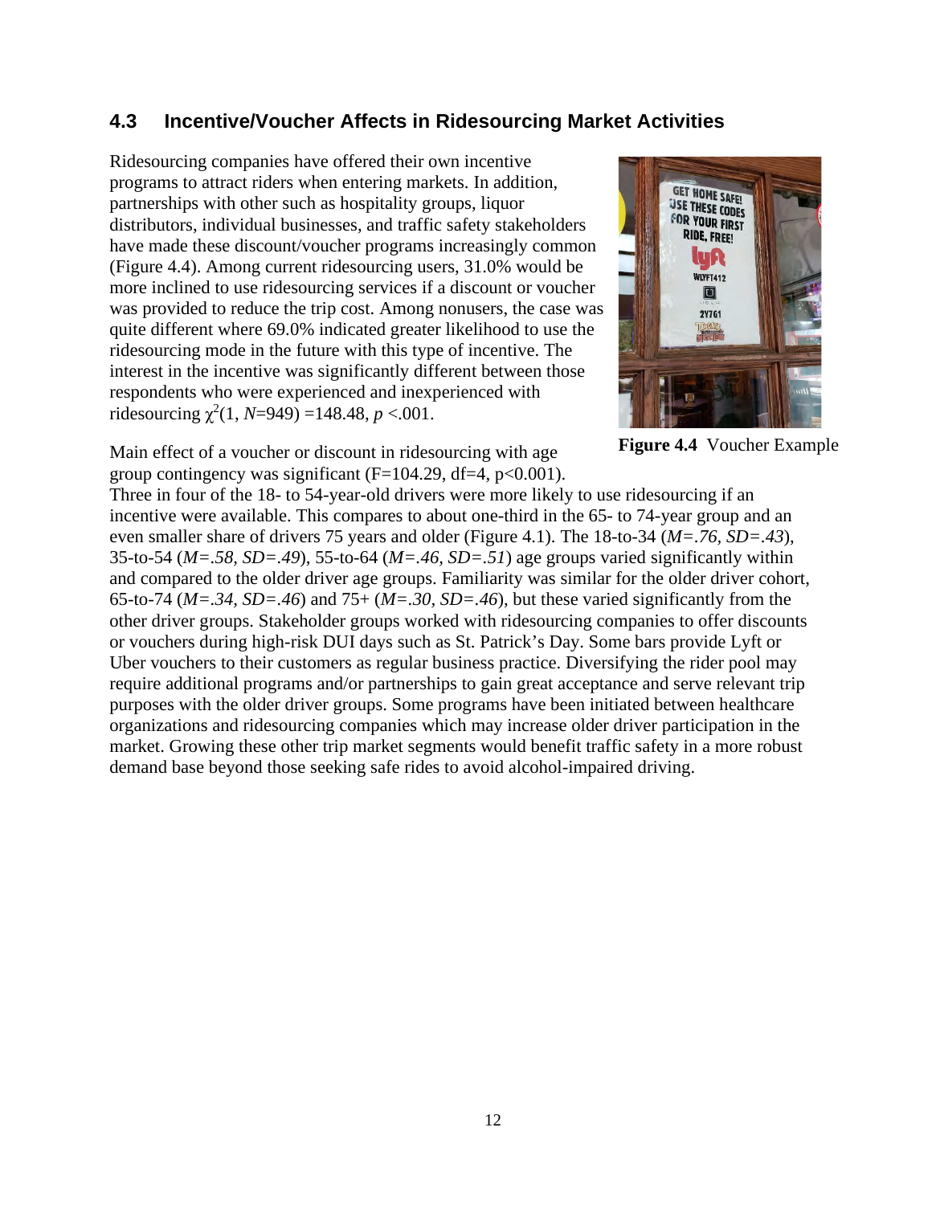### 4.3 Incentive/Voucher Affects in Ridesourcing Market Activities

Ridesourcing companies have offered their own incentive programs to attract riders when entering markets. In addition, partnerships with other such as hospitality groups, liquor distributors, individual businesses, and traffic safety stakeholders have made these discount/voucher programs increasingly common (Figure 4.4). Among current ridesourcing users, 31.0% would be more inclined to use ridesourcing services if a discount or voucher was provided to reduce the trip cost. Among nonusers, the case was quite different where 69.0% indicated greater likelihood to use the ridesourcing mode in the future with this type of incentive. The interest in the incentive was significantly different between those respondents who were experienced and inexperienced with ridesourcing $\chi^2(1, N=949) = 148.48$, $p < .001$.

**Figure 4.4** Voucher Example

Main effect of a voucher or discount in ridesourcing with age group contingency was significant (F=104.29, df=4, p<0.001). Three in four of the 18- to 54-year-old drivers were more likely to use ridesourcing if an incentive were available. This compares to about one-third in the 65- to 74-year group and an even smaller share of drivers 75 years and older (Figure 4.1). The 18-to-34 (*M=.76, SD=.43*), 35-to-54 (*M=.58, SD=.49*), 55-to-64 (*M=.46, SD=.51*) age groups varied significantly within and compared to the older driver age groups. Familiarity was similar for the older driver cohort, 65-to-74 (*M=.34, SD=.46*) and 75+ (*M=.30, SD=.46*), but these varied significantly from the other driver groups. Stakeholder groups worked with ridesourcing companies to offer discounts or vouchers during high-risk DUI days such as St. Patrick's Day. Some bars provide Lyft or Uber vouchers to their customers as regular business practice. Diversifying the rider pool may require additional programs and/or partnerships to gain great acceptance and serve relevant trip purposes with the older driver groups. Some programs have been initiated between healthcare organizations and ridesourcing companies which may increase older driver participation in the market. Growing these other trip market segments would benefit traffic safety in a more robust demand base beyond those seeking safe rides to avoid alcohol-impaired driving.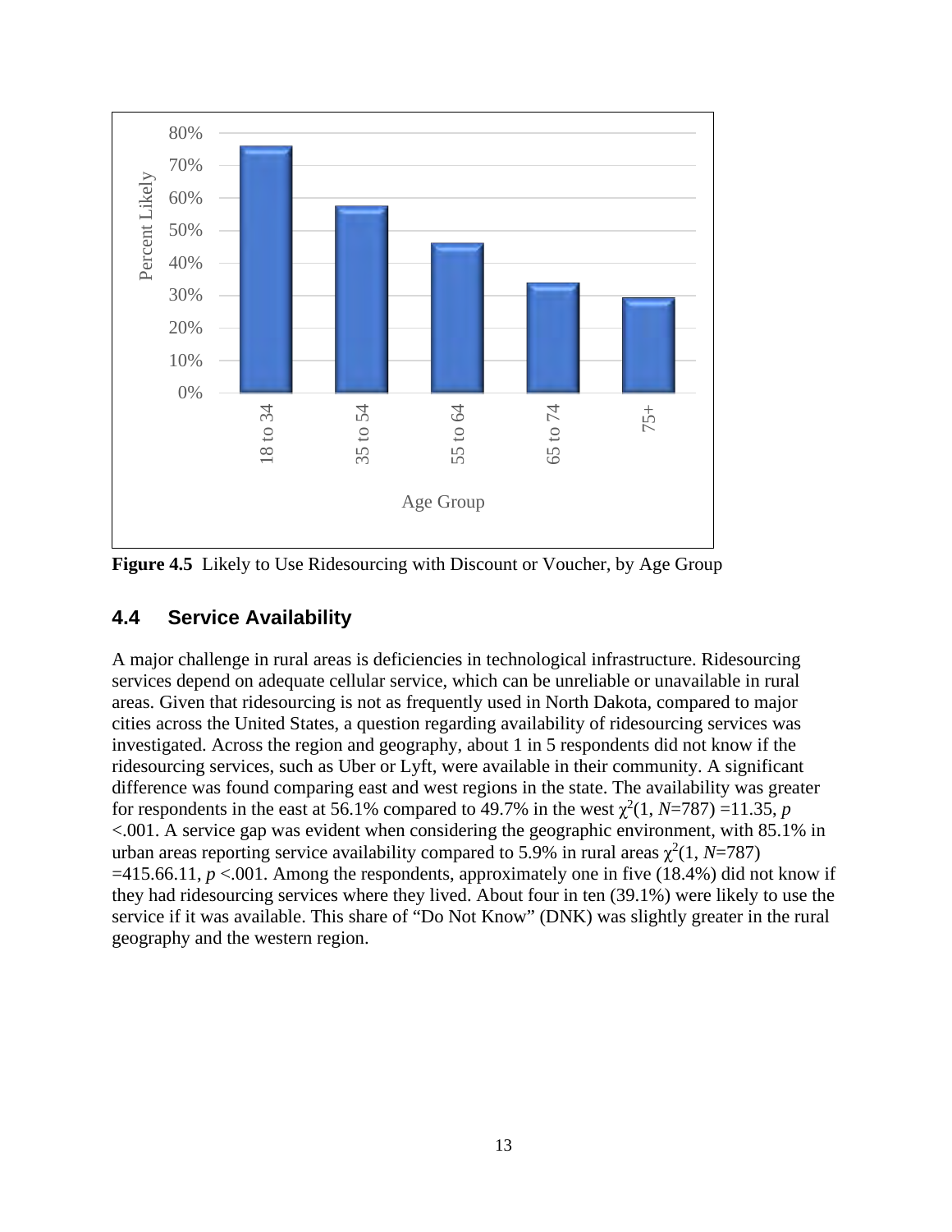**Figure 4.5** Likely to Use Ridesourcing with Discount or Voucher, by Age Group

## 4.4 Service Availability

A major challenge in rural areas is deficiencies in technological infrastructure. Ridesourcing services depend on adequate cellular service, which can be unreliable or unavailable in rural areas. Given that ridesourcing is not as frequently used in North Dakota, compared to major cities across the United States, a question regarding availability of ridesourcing services was investigated. Across the region and geography, about 1 in 5 respondents did not know if the ridesourcing services, such as Uber or Lyft, were available in their community. A significant difference was found comparing east and west regions in the state. The availability was greater for respondents in the east at 56.1% compared to 49.7% in the west $\chi^2(1, N=787) = 11.35$, $p < .001$. A service gap was evident when considering the geographic environment, with 85.1% in urban areas reporting service availability compared to 5.9% in rural areas $\chi^2(1, N=787) = 415.66.11$, $p < .001$. Among the respondents, approximately one in five (18.4%) did not know if they had ridesourcing services where they lived. About four in ten (39.1%) were likely to use the service if it was available. This share of "Do Not Know" (DNK) was slightly greater in the rural geography and the western region.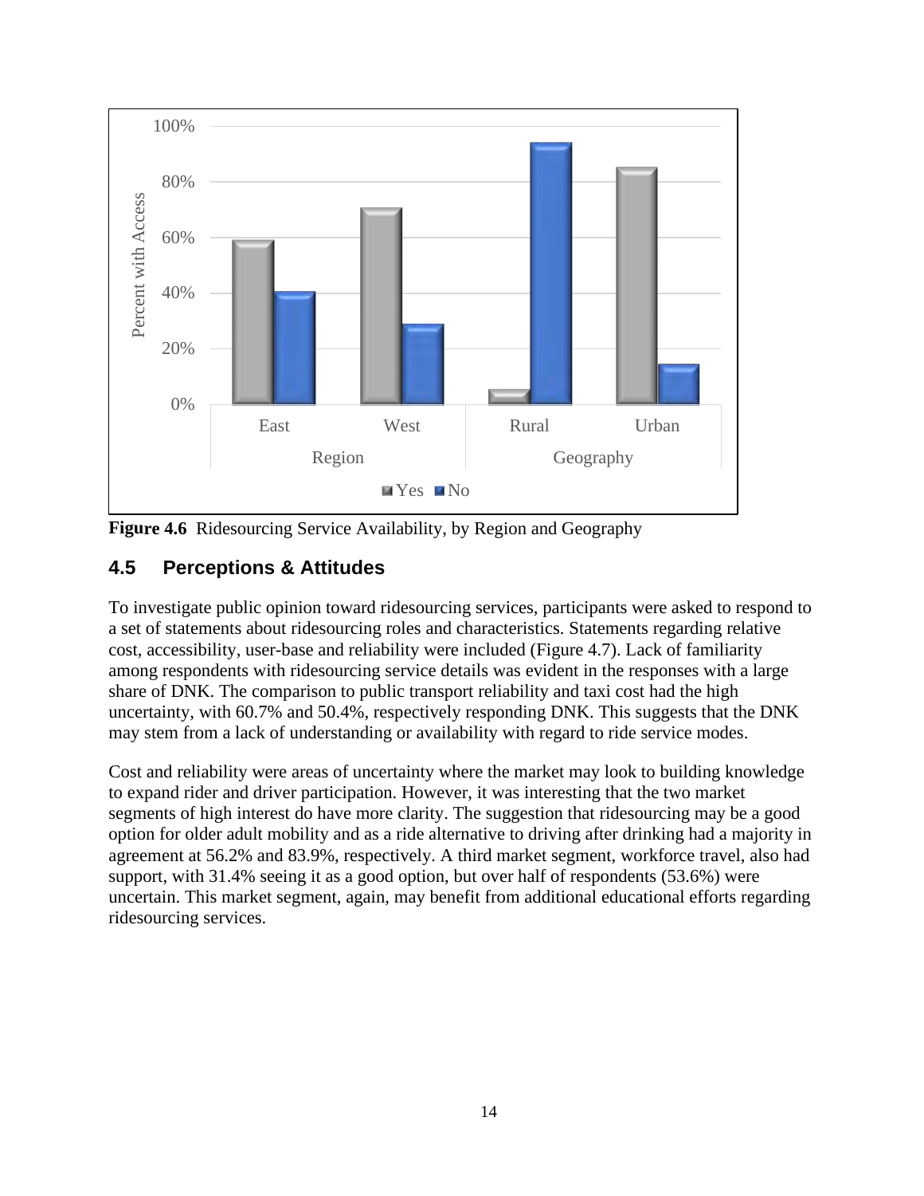**Figure 4.6** Ridesourcing Service Availability, by Region and Geography

## 4.5 Perceptions & Attitudes

To investigate public opinion toward ridesourcing services, participants were asked to respond to a set of statements about ridesourcing roles and characteristics. Statements regarding relative cost, accessibility, user-base and reliability were included (Figure 4.7). Lack of familiarity among respondents with ridesourcing service details was evident in the responses with a large share of DNK. The comparison to public transport reliability and taxi cost had the high uncertainty, with 60.7% and 50.4%, respectively responding DNK. This suggests that the DNK may stem from a lack of understanding or availability with regard to ride service modes.

Cost and reliability were areas of uncertainty where the market may look to building knowledge to expand rider and driver participation. However, it was interesting that the two market segments of high interest do have more clarity. The suggestion that ridesourcing may be a good option for older adult mobility and as a ride alternative to driving after drinking had a majority in agreement at 56.2% and 83.9%, respectively. A third market segment, workforce travel, also had support, with 31.4% seeing it as a good option, but over half of respondents (53.6%) were uncertain. This market segment, again, may benefit from additional educational efforts regarding ridesourcing services.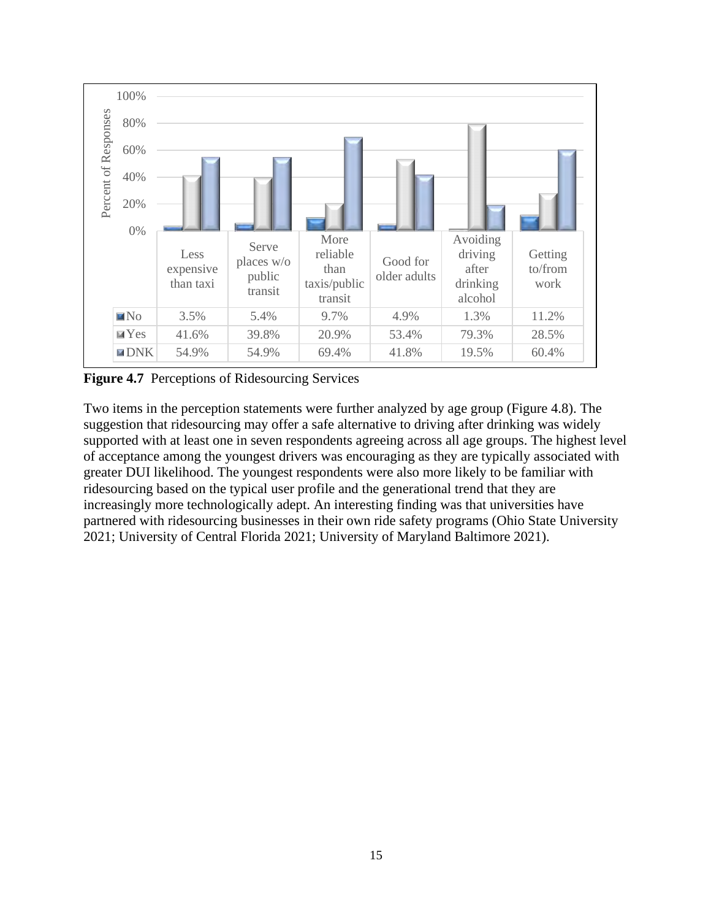| | Less expensive than taxi | Serve places w/o public transit | More reliable than taxis/public transit | Good for older adults | Avoiding driving after drinking alcohol | Getting to/from work |
|---|---|---|---|---|---|---|
| No | 3.5% | 5.4% | 9.7% | 4.9% | 1.3% | 11.2% |
| Yes | 41.6% | 39.8% | 20.9% | 53.4% | 79.3% | 28.5% |
| DNK | 54.9% | 54.9% | 69.4% | 41.8% | 19.5% | 60.4% |

**Figure 4.7** Perceptions of Ridesourcing Services

Two items in the perception statements were further analyzed by age group (Figure 4.8). The suggestion that ridesourcing may offer a safe alternative to driving after drinking was widely supported with at least one in seven respondents agreeing across all age groups. The highest level of acceptance among the youngest drivers was encouraging as they are typically associated with greater DUI likelihood. The youngest respondents were also more likely to be familiar with ridesourcing based on the typical user profile and the generational trend that they are increasingly more technologically adept. An interesting finding was that universities have partnered with ridesourcing businesses in their own ride safety programs (Ohio State University 2021; University of Central Florida 2021; University of Maryland Baltimore 2021).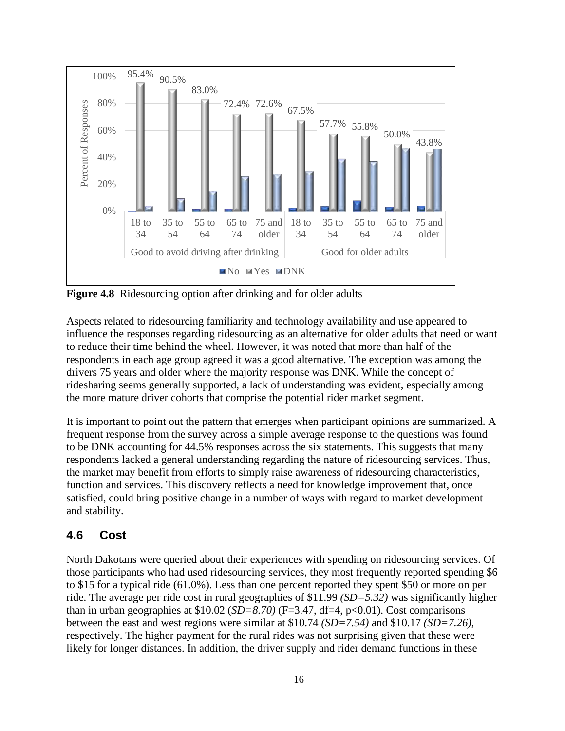**Figure 4.8** Ridesourcing option after drinking and for older adults

Aspects related to ridesourcing familiarity and technology availability and use appeared to influence the responses regarding ridesourcing as an alternative for older adults that need or want to reduce their time behind the wheel. However, it was noted that more than half of the respondents in each age group agreed it was a good alternative. The exception was among the drivers 75 years and older where the majority response was DNK. While the concept of ridesharing seems generally supported, a lack of understanding was evident, especially among the more mature driver cohorts that comprise the potential rider market segment.

It is important to point out the pattern that emerges when participant opinions are summarized. A frequent response from the survey across a simple average response to the questions was found to be DNK accounting for 44.5% responses across the six statements. This suggests that many respondents lacked a general understanding regarding the nature of ridesourcing services. Thus, the market may benefit from efforts to simply raise awareness of ridesourcing characteristics, function and services. This discovery reflects a need for knowledge improvement that, once satisfied, could bring positive change in a number of ways with regard to market development and stability.

## 4.6 Cost

North Dakotans were queried about their experiences with spending on ridesourcing services. Of those participants who had used ridesourcing services, they most frequently reported spending $6 to $15 for a typical ride (61.0%). Less than one percent reported they spent $50 or more on per ride. The average per ride cost in rural geographies of $11.99 *(SD=5.32)* was significantly higher than in urban geographies at $10.02 (*SD=8.70)* (F=3.47, df=4, p<0.01). Cost comparisons between the east and west regions were similar at $10.74 *(SD=7.54)* and $10.17 *(SD=7.26)*, respectively. The higher payment for the rural rides was not surprising given that these were likely for longer distances. In addition, the driver supply and rider demand functions in these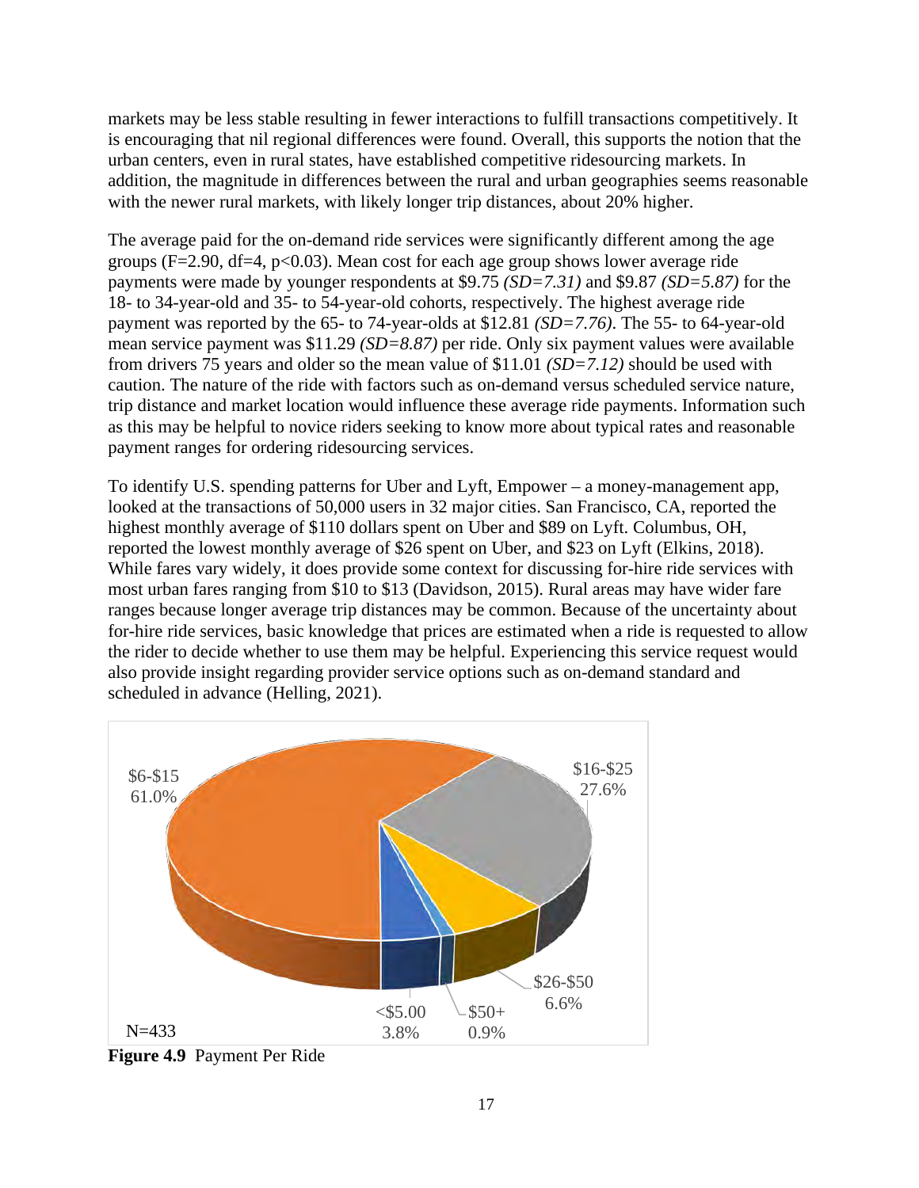markets may be less stable resulting in fewer interactions to fulfill transactions competitively. It is encouraging that nil regional differences were found. Overall, this supports the notion that the urban centers, even in rural states, have established competitive ridesourcing markets. In addition, the magnitude in differences between the rural and urban geographies seems reasonable with the newer rural markets, with likely longer trip distances, about 20% higher.

The average paid for the on-demand ride services were significantly different among the age groups ($F=2.90$, $df=4$, $p<0.03$). Mean cost for each age group shows lower average ride payments were made by younger respondents at $9.75 *(SD=7.31)* and $9.87 *(SD=5.87)* for the 18- to 34-year-old and 35- to 54-year-old cohorts, respectively. The highest average ride payment was reported by the 65- to 74-year-olds at $12.81 *(SD=7.76)*. The 55- to 64-year-old mean service payment was $11.29 *(SD=8.87)* per ride. Only six payment values were available from drivers 75 years and older so the mean value of $11.01 *(SD=7.12)* should be used with caution. The nature of the ride with factors such as on-demand versus scheduled service nature, trip distance and market location would influence these average ride payments. Information such as this may be helpful to novice riders seeking to know more about typical rates and reasonable payment ranges for ordering ridesourcing services.

To identify U.S. spending patterns for Uber and Lyft, Empower – a money-management app, looked at the transactions of 50,000 users in 32 major cities. San Francisco, CA, reported the highest monthly average of $110 dollars spent on Uber and $89 on Lyft. Columbus, OH, reported the lowest monthly average of $26 spent on Uber, and $23 on Lyft (Elkins, 2018). While fares vary widely, it does provide some context for discussing for-hire ride services with most urban fares ranging from $10 to $13 (Davidson, 2015). Rural areas may have wider fare ranges because longer average trip distances may be common. Because of the uncertainty about for-hire ride services, basic knowledge that prices are estimated when a ride is requested to allow the rider to decide whether to use them may be helpful. Experiencing this service request would also provide insight regarding provider service options such as on-demand standard and scheduled in advance (Helling, 2021).

| Payment Per Ride | Percent |
|---|---|
| <$5.00 | 3.8% |
| $6-$15 | 61.0% |
| $16-$25 | 27.6% |
| $26-$50 | 6.6% |
| $50+ | 0.9% |

N=433

**Figure 4.9** Payment Per Ride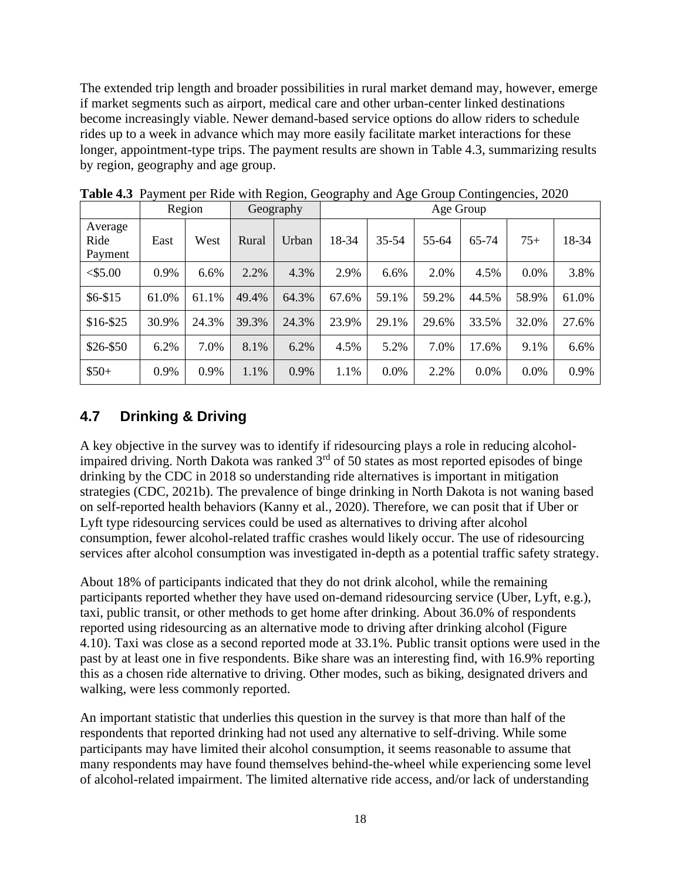The extended trip length and broader possibilities in rural market demand may, however, emerge if market segments such as airport, medical care and other urban-center linked destinations become increasingly viable. Newer demand-based service options do allow riders to schedule rides up to a week in advance which may more easily facilitate market interactions for these longer, appointment-type trips. The payment results are shown in Table 4.3, summarizing results by region, geography and age group.

**Table 4.3** Payment per Ride with Region, Geography and Age Group Contingencies, 2020

| | Region | | Geography | | Age Group | | | | | |
|---|---|---|---|---|---|---|---|---|---|---|
| Average Ride Payment | East | West | Rural | Urban | 18-34 | 35-54 | 55-64 | 65-74 | 75+ | 18-34 |
| <$5.00 | 0.9% | 6.6% | 2.2% | 4.3% | 2.9% | 6.6% | 2.0% | 4.5% | 0.0% | 3.8% |
| $6-$15 | 61.0% | 61.1% | 49.4% | 64.3% | 67.6% | 59.1% | 59.2% | 44.5% | 58.9% | 61.0% |
| $16-$25 | 30.9% | 24.3% | 39.3% | 24.3% | 23.9% | 29.1% | 29.6% | 33.5% | 32.0% | 27.6% |
| $26-$50 | 6.2% | 7.0% | 8.1% | 6.2% | 4.5% | 5.2% | 7.0% | 17.6% | 9.1% | 6.6% |
| $50+ | 0.9% | 0.9% | 1.1% | 0.9% | 1.1% | 0.0% | 2.2% | 0.0% | 0.0% | 0.9% |

## 4.7 Drinking & Driving

A key objective in the survey was to identify if ridesourcing plays a role in reducing alcohol-impaired driving. North Dakota was ranked 3rd of 50 states as most reported episodes of binge drinking by the CDC in 2018 so understanding ride alternatives is important in mitigation strategies (CDC, 2021b). The prevalence of binge drinking in North Dakota is not waning based on self-reported health behaviors (Kanny et al., 2020). Therefore, we can posit that if Uber or Lyft type ridesourcing services could be used as alternatives to driving after alcohol consumption, fewer alcohol-related traffic crashes would likely occur. The use of ridesourcing services after alcohol consumption was investigated in-depth as a potential traffic safety strategy.

About 18% of participants indicated that they do not drink alcohol, while the remaining participants reported whether they have used on-demand ridesourcing service (Uber, Lyft, e.g.), taxi, public transit, or other methods to get home after drinking. About 36.0% of respondents reported using ridesourcing as an alternative mode to driving after drinking alcohol (Figure 4.10). Taxi was close as a second reported mode at 33.1%. Public transit options were used in the past by at least one in five respondents. Bike share was an interesting find, with 16.9% reporting this as a chosen ride alternative to driving. Other modes, such as biking, designated drivers and walking, were less commonly reported.

An important statistic that underlies this question in the survey is that more than half of the respondents that reported drinking had not used any alternative to self-driving. While some participants may have limited their alcohol consumption, it seems reasonable to assume that many respondents may have found themselves behind-the-wheel while experiencing some level of alcohol-related impairment. The limited alternative ride access, and/or lack of understanding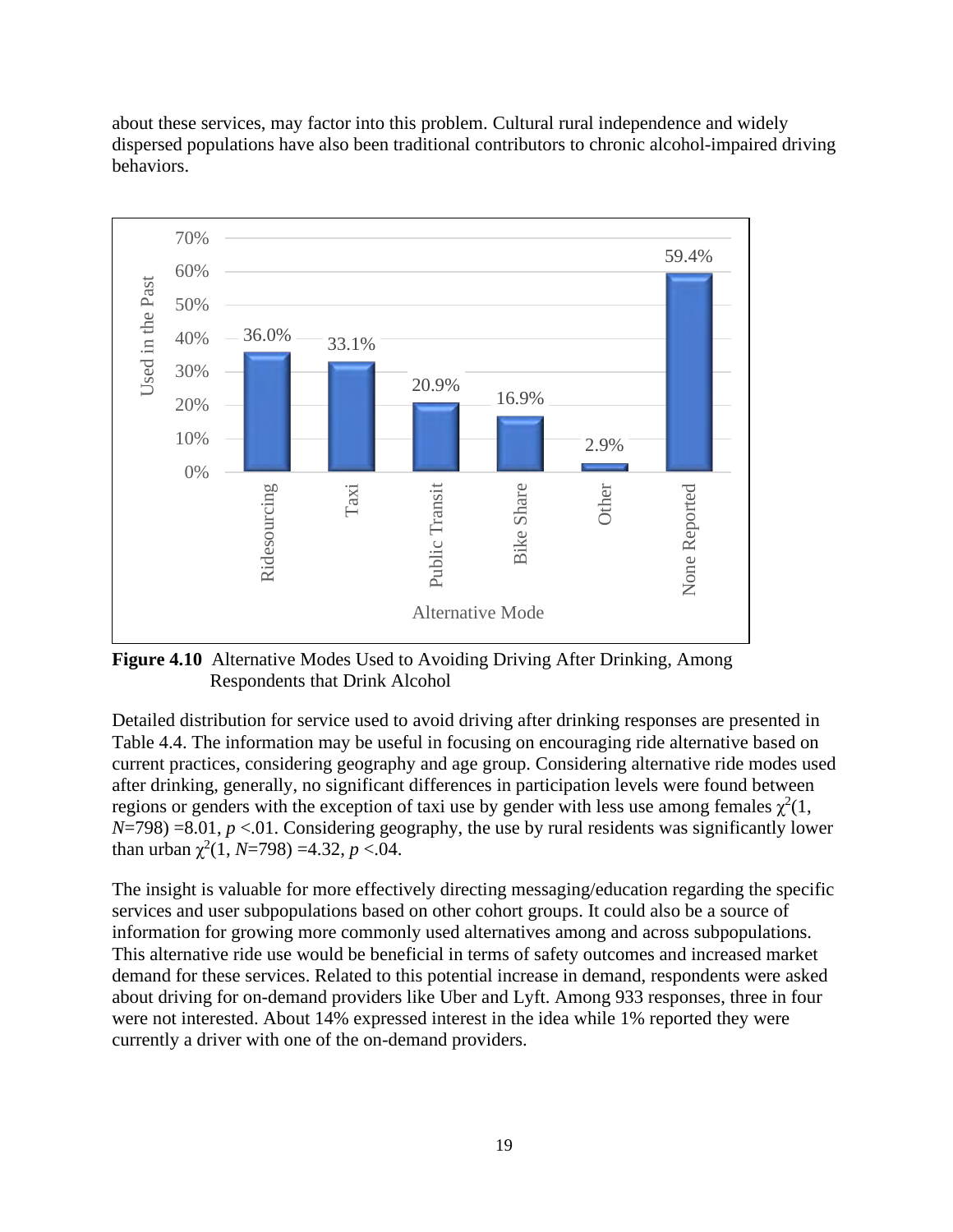about these services, may factor into this problem. Cultural rural independence and widely dispersed populations have also been traditional contributors to chronic alcohol-impaired driving behaviors.

**Figure 4.10** Alternative Modes Used to Avoiding Driving After Drinking, Among Respondents that Drink Alcohol

Detailed distribution for service used to avoid driving after drinking responses are presented in Table 4.4. The information may be useful in focusing on encouraging ride alternative based on current practices, considering geography and age group. Considering alternative ride modes used after drinking, generally, no significant differences in participation levels were found between regions or genders with the exception of taxi use by gender with less use among females $\chi^2(1, N=798) = 8.01$, $p < .01$. Considering geography, the use by rural residents was significantly lower than urban $\chi^2(1, N=798) = 4.32$, $p < .04$.

The insight is valuable for more effectively directing messaging/education regarding the specific services and user subpopulations based on other cohort groups. It could also be a source of information for growing more commonly used alternatives among and across subpopulations. This alternative ride use would be beneficial in terms of safety outcomes and increased market demand for these services. Related to this potential increase in demand, respondents were asked about driving for on-demand providers like Uber and Lyft. Among 933 responses, three in four were not interested. About 14% expressed interest in the idea while 1% reported they were currently a driver with one of the on-demand providers.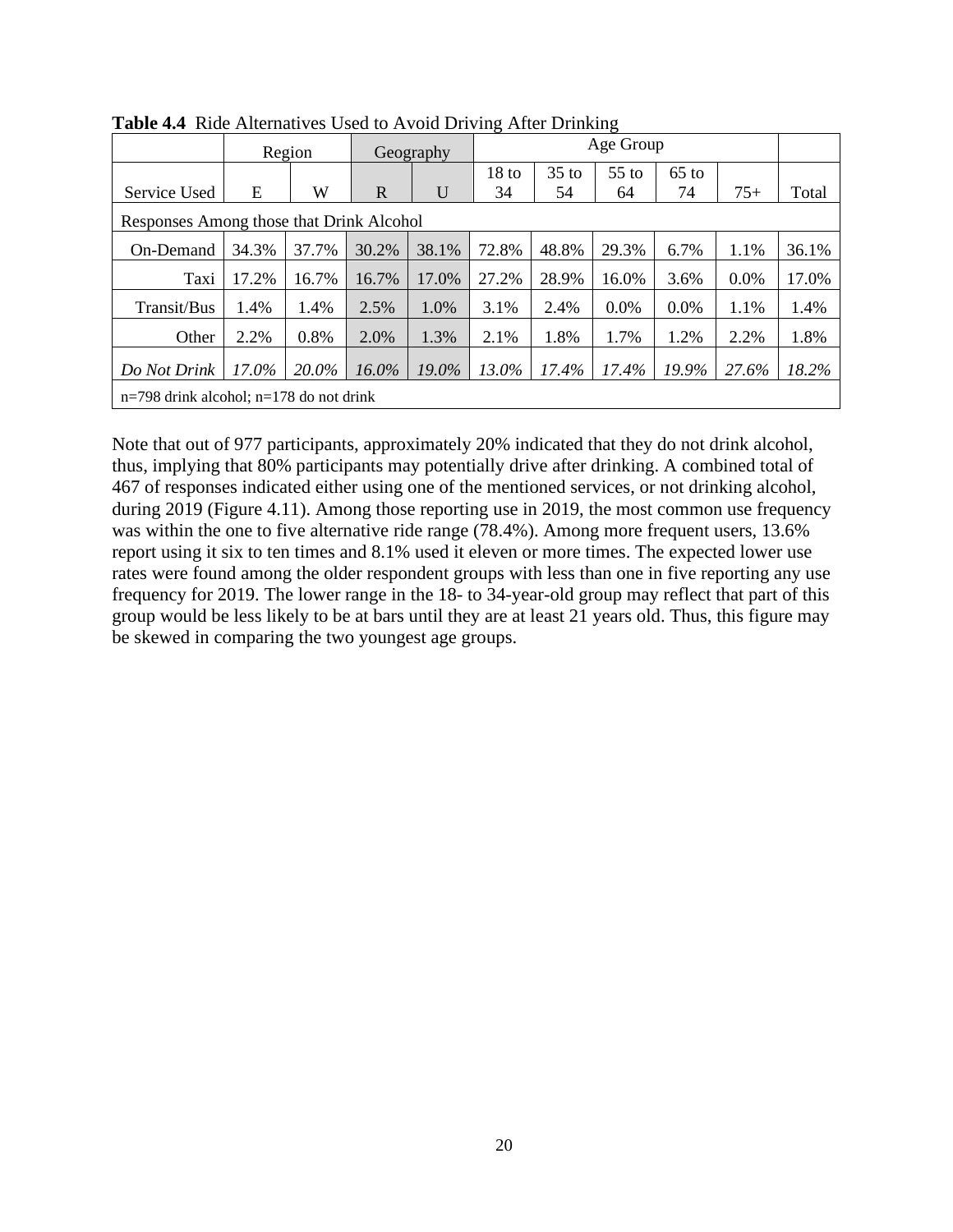**Table 4.4** Ride Alternatives Used to Avoid Driving After Drinking

| | Region | | Geography | | Age Group | | | | | |
|---|---|---|---|---|---|---|---|---|---|---|
| Service Used | E | W | R | U | 18 to 34 | 35 to 54 | 55 to 64 | 65 to 74 | 75+ | Total |
| Responses Among those that Drink Alcohol | | | | | | | | | | |
| On-Demand | 34.3% | 37.7% | 30.2% | 38.1% | 72.8% | 48.8% | 29.3% | 6.7% | 1.1% | 36.1% |
| Taxi | 17.2% | 16.7% | 16.7% | 17.0% | 27.2% | 28.9% | 16.0% | 3.6% | 0.0% | 17.0% |
| Transit/Bus | 1.4% | 1.4% | 2.5% | 1.0% | 3.1% | 2.4% | 0.0% | 0.0% | 1.1% | 1.4% |
| Other | 2.2% | 0.8% | 2.0% | 1.3% | 2.1% | 1.8% | 1.7% | 1.2% | 2.2% | 1.8% |
| *Do Not Drink* | *17.0%* | *20.0%* | *16.0%* | *19.0%* | *13.0%* | *17.4%* | *17.4%* | *19.9%* | *27.6%* | *18.2%* |
| n=798 drink alcohol; n=178 do not drink | | | | | | | | | | |

Note that out of 977 participants, approximately 20% indicated that they do not drink alcohol, thus, implying that 80% participants may potentially drive after drinking. A combined total of 467 of responses indicated either using one of the mentioned services, or not drinking alcohol, during 2019 (Figure 4.11). Among those reporting use in 2019, the most common use frequency was within the one to five alternative ride range (78.4%). Among more frequent users, 13.6% report using it six to ten times and 8.1% used it eleven or more times. The expected lower use rates were found among the older respondent groups with less than one in five reporting any use frequency for 2019. The lower range in the 18- to 34-year-old group may reflect that part of this group would be less likely to be at bars until they are at least 21 years old. Thus, this figure may be skewed in comparing the two youngest age groups.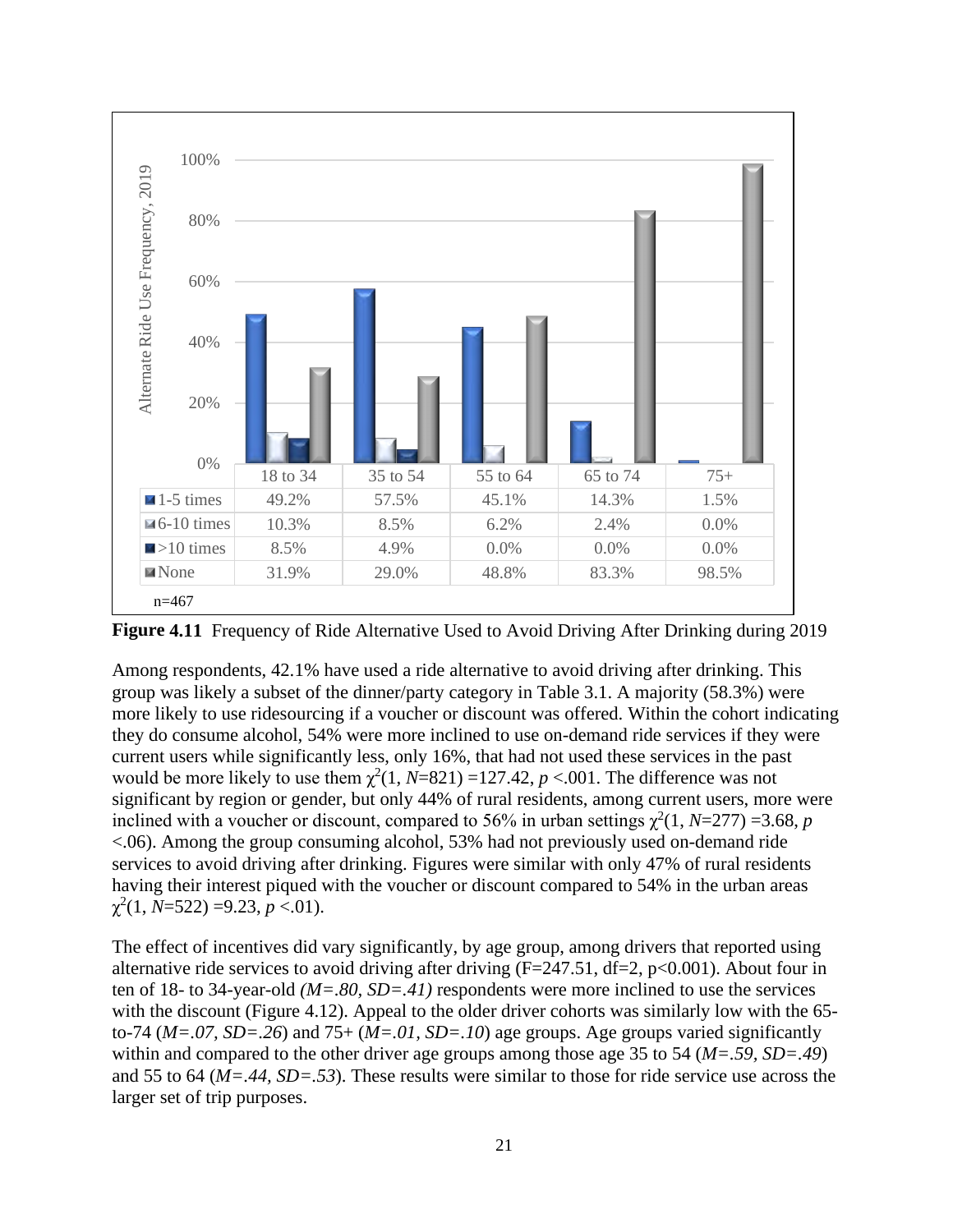| | 18 to 34 | 35 to 54 | 55 to 64 | 65 to 74 | 75+ |
|---|---|---|---|---|---|
| 1-5 times | 49.2% | 57.5% | 45.1% | 14.3% | 1.5% |
| 6-10 times | 10.3% | 8.5% | 6.2% | 2.4% | 0.0% |
| >10 times | 8.5% | 4.9% | 0.0% | 0.0% | 0.0% |
| None | 31.9% | 29.0% | 48.8% | 83.3% | 98.5% |

n=467

**Figure 4.11** Frequency of Ride Alternative Used to Avoid Driving After Drinking during 2019

Among respondents, 42.1% have used a ride alternative to avoid driving after drinking. This group was likely a subset of the dinner/party category in Table 3.1. A majority (58.3%) were more likely to use ridesourcing if a voucher or discount was offered. Within the cohort indicating they do consume alcohol, 54% were more inclined to use on-demand ride services if they were current users while significantly less, only 16%, that had not used these services in the past would be more likely to use them $\chi^2(1, N=821) = 127.42$, $p < .001$. The difference was not significant by region or gender, but only 44% of rural residents, among current users, more were inclined with a voucher or discount, compared to 56% in urban settings $\chi^2(1, N=277) = 3.68$, $p < .06$). Among the group consuming alcohol, 53% had not previously used on-demand ride services to avoid driving after drinking. Figures were similar with only 47% of rural residents having their interest piqued with the voucher or discount compared to 54% in the urban areas $\chi^2(1, N=522) = 9.23$, $p < .01$).

The effect of incentives did vary significantly, by age group, among drivers that reported using alternative ride services to avoid driving after driving ($F=247.51$, $df=2$, $p<0.001$). About four in ten of 18- to 34-year-old *(M=.80, SD=.41)* respondents were more inclined to use the services with the discount (Figure 4.12). Appeal to the older driver cohorts was similarly low with the 65-to-74 (*M=.07, SD=.26*) and 75+ (*M=.01, SD=.10*) age groups. Age groups varied significantly within and compared to the other driver age groups among those age 35 to 54 (*M=.59, SD=.49*) and 55 to 64 (*M=.44, SD=.53*). These results were similar to those for ride service use across the larger set of trip purposes.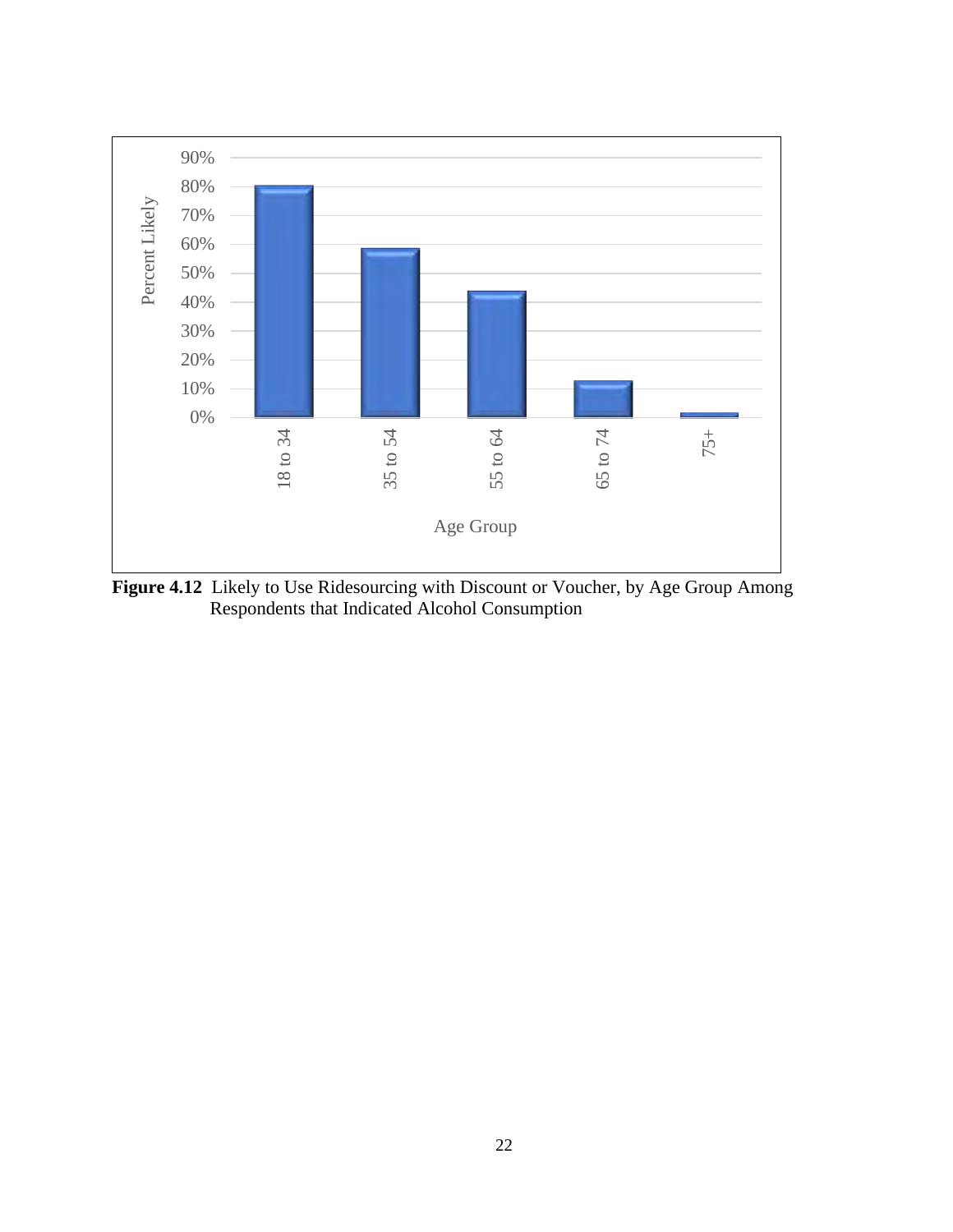**Figure 4.12** Likely to Use Ridesourcing with Discount or Voucher, by Age Group Among Respondents that Indicated Alcohol Consumption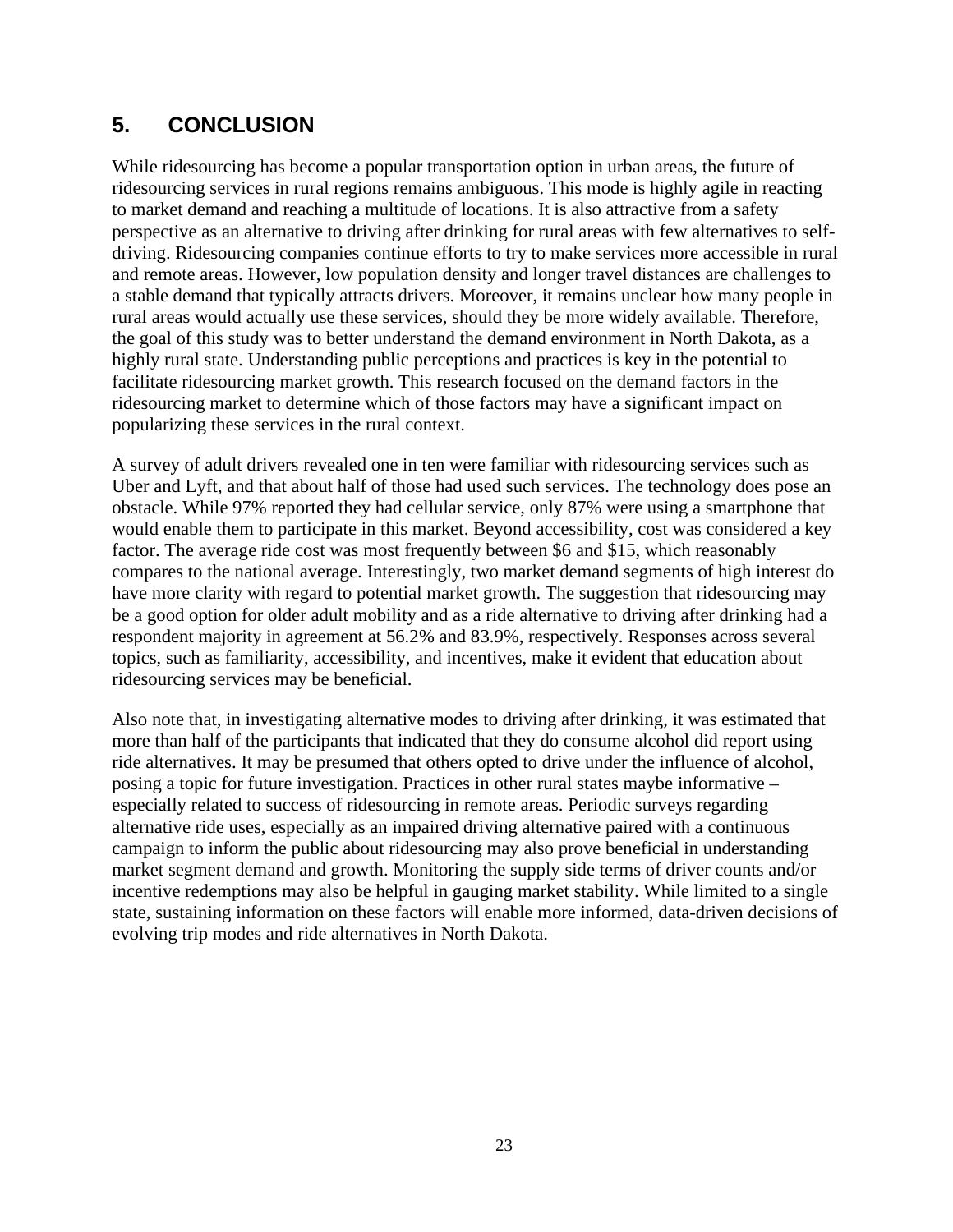# 5. CONCLUSION

While ridesourcing has become a popular transportation option in urban areas, the future of ridesourcing services in rural regions remains ambiguous. This mode is highly agile in reacting to market demand and reaching a multitude of locations. It is also attractive from a safety perspective as an alternative to driving after drinking for rural areas with few alternatives to self-driving. Ridesourcing companies continue efforts to try to make services more accessible in rural and remote areas. However, low population density and longer travel distances are challenges to a stable demand that typically attracts drivers. Moreover, it remains unclear how many people in rural areas would actually use these services, should they be more widely available. Therefore, the goal of this study was to better understand the demand environment in North Dakota, as a highly rural state. Understanding public perceptions and practices is key in the potential to facilitate ridesourcing market growth. This research focused on the demand factors in the ridesourcing market to determine which of those factors may have a significant impact on popularizing these services in the rural context.

A survey of adult drivers revealed one in ten were familiar with ridesourcing services such as Uber and Lyft, and that about half of those had used such services. The technology does pose an obstacle. While 97% reported they had cellular service, only 87% were using a smartphone that would enable them to participate in this market. Beyond accessibility, cost was considered a key factor. The average ride cost was most frequently between $6 and $15, which reasonably compares to the national average. Interestingly, two market demand segments of high interest do have more clarity with regard to potential market growth. The suggestion that ridesourcing may be a good option for older adult mobility and as a ride alternative to driving after drinking had a respondent majority in agreement at 56.2% and 83.9%, respectively. Responses across several topics, such as familiarity, accessibility, and incentives, make it evident that education about ridesourcing services may be beneficial.

Also note that, in investigating alternative modes to driving after drinking, it was estimated that more than half of the participants that indicated that they do consume alcohol did report using ride alternatives. It may be presumed that others opted to drive under the influence of alcohol, posing a topic for future investigation. Practices in other rural states maybe informative – especially related to success of ridesourcing in remote areas. Periodic surveys regarding alternative ride uses, especially as an impaired driving alternative paired with a continuous campaign to inform the public about ridesourcing may also prove beneficial in understanding market segment demand and growth. Monitoring the supply side terms of driver counts and/or incentive redemptions may also be helpful in gauging market stability. While limited to a single state, sustaining information on these factors will enable more informed, data-driven decisions of evolving trip modes and ride alternatives in North Dakota.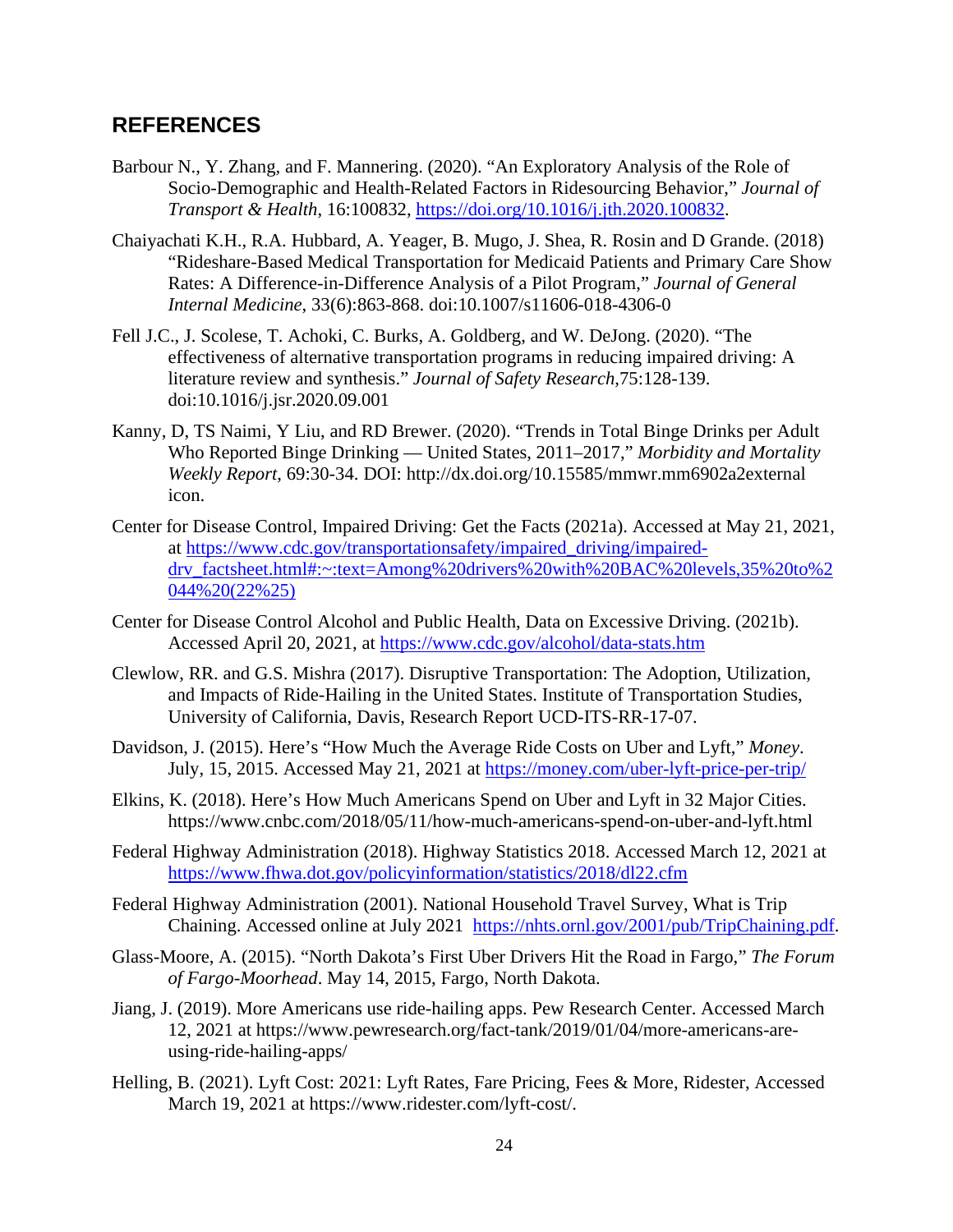## REFERENCES

Barbour N., Y. Zhang, and F. Mannering. (2020). "An Exploratory Analysis of the Role of Socio-Demographic and Health-Related Factors in Ridesourcing Behavior," *Journal of Transport & Health*, 16:100832, https://doi.org/10.1016/j.jth.2020.100832.

Chaiyachati K.H., R.A. Hubbard, A. Yeager, B. Mugo, J. Shea, R. Rosin and D Grande. (2018) "Rideshare-Based Medical Transportation for Medicaid Patients and Primary Care Show Rates: A Difference-in-Difference Analysis of a Pilot Program," *Journal of General Internal Medicine*, 33(6):863-868. doi:10.1007/s11606-018-4306-0

Fell J.C., J. Scolese, T. Achoki, C. Burks, A. Goldberg, and W. DeJong. (2020). "The effectiveness of alternative transportation programs in reducing impaired driving: A literature review and synthesis." *Journal of Safety Research*,75:128-139. doi:10.1016/j.jsr.2020.09.001

Kanny, D, TS Naimi, Y Liu, and RD Brewer. (2020). "Trends in Total Binge Drinks per Adult Who Reported Binge Drinking — United States, 2011–2017," *Morbidity and Mortality Weekly Report*, 69:30-34. DOI: http://dx.doi.org/10.15585/mmwr.mm6902a2external icon.

Center for Disease Control, Impaired Driving: Get the Facts (2021a). Accessed at May 21, 2021, at https://www.cdc.gov/transportationsafety/impaired_driving/impaired-drv_factsheet.html#:~:text=Among%20drivers%20with%20BAC%20levels,35%20to%2044%20(22%25)

Center for Disease Control Alcohol and Public Health, Data on Excessive Driving. (2021b). Accessed April 20, 2021, at https://www.cdc.gov/alcohol/data-stats.htm

Clewlow, RR. and G.S. Mishra (2017). Disruptive Transportation: The Adoption, Utilization, and Impacts of Ride-Hailing in the United States. Institute of Transportation Studies, University of California, Davis, Research Report UCD-ITS-RR-17-07.

Davidson, J. (2015). Here's "How Much the Average Ride Costs on Uber and Lyft," *Money*. July, 15, 2015. Accessed May 21, 2021 at https://money.com/uber-lyft-price-per-trip/

Elkins, K. (2018). Here's How Much Americans Spend on Uber and Lyft in 32 Major Cities. https://www.cnbc.com/2018/05/11/how-much-americans-spend-on-uber-and-lyft.html

Federal Highway Administration (2018). Highway Statistics 2018. Accessed March 12, 2021 at https://www.fhwa.dot.gov/policyinformation/statistics/2018/dl22.cfm

Federal Highway Administration (2001). National Household Travel Survey, What is Trip Chaining. Accessed online at July 2021 https://nhts.ornl.gov/2001/pub/TripChaining.pdf.

Glass-Moore, A. (2015). "North Dakota's First Uber Drivers Hit the Road in Fargo," *The Forum of Fargo-Moorhead*. May 14, 2015, Fargo, North Dakota.

Jiang, J. (2019). More Americans use ride-hailing apps. Pew Research Center. Accessed March 12, 2021 at https://www.pewresearch.org/fact-tank/2019/01/04/more-americans-are-using-ride-hailing-apps/

Helling, B. (2021). Lyft Cost: 2021: Lyft Rates, Fare Pricing, Fees & More, Ridester, Accessed March 19, 2021 at https://www.ridester.com/lyft-cost/.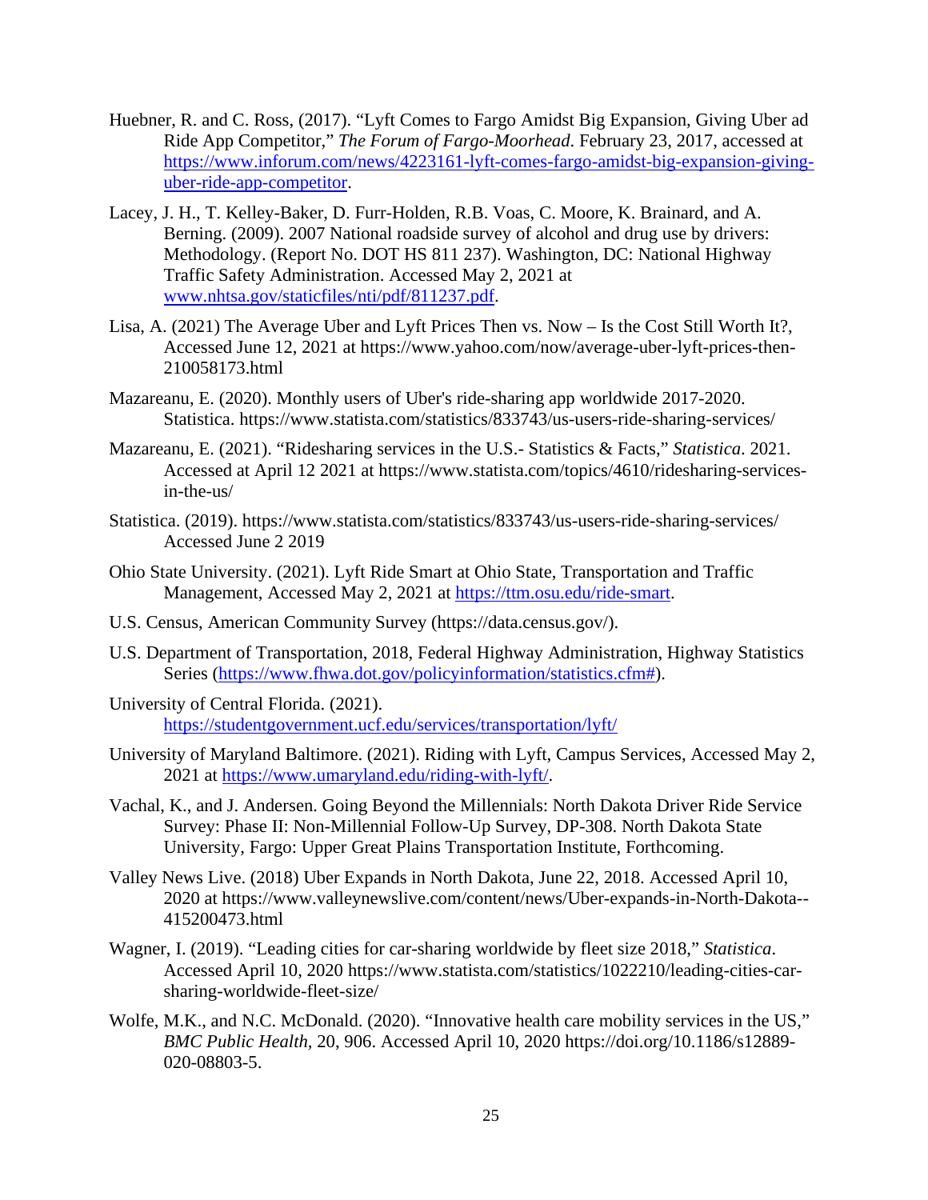Huebner, R. and C. Ross, (2017). "Lyft Comes to Fargo Amidst Big Expansion, Giving Uber ad Ride App Competitor," *The Forum of Fargo-Moorhead*. February 23, 2017, accessed at https://www.inforum.com/news/4223161-lyft-comes-fargo-amidst-big-expansion-giving-uber-ride-app-competitor.

Lacey, J. H., T. Kelley-Baker, D. Furr-Holden, R.B. Voas, C. Moore, K. Brainard, and A. Berning. (2009). 2007 National roadside survey of alcohol and drug use by drivers: Methodology. (Report No. DOT HS 811 237). Washington, DC: National Highway Traffic Safety Administration. Accessed May 2, 2021 at www.nhtsa.gov/staticfiles/nti/pdf/811237.pdf.

Lisa, A. (2021) The Average Uber and Lyft Prices Then vs. Now – Is the Cost Still Worth It?, Accessed June 12, 2021 at https://www.yahoo.com/now/average-uber-lyft-prices-then-210058173.html

Mazareanu, E. (2020). Monthly users of Uber's ride-sharing app worldwide 2017-2020. Statistica. https://www.statista.com/statistics/833743/us-users-ride-sharing-services/

Mazareanu, E. (2021). "Ridesharing services in the U.S.- Statistics & Facts," *Statistica*. 2021. Accessed at April 12 2021 at https://www.statista.com/topics/4610/ridesharing-services-in-the-us/

Statistica. (2019). https://www.statista.com/statistics/833743/us-users-ride-sharing-services/ Accessed June 2 2019

Ohio State University. (2021). Lyft Ride Smart at Ohio State, Transportation and Traffic Management, Accessed May 2, 2021 at https://ttm.osu.edu/ride-smart.

U.S. Census, American Community Survey (https://data.census.gov/).

U.S. Department of Transportation, 2018, Federal Highway Administration, Highway Statistics Series (https://www.fhwa.dot.gov/policyinformation/statistics.cfm#).

University of Central Florida. (2021). https://studentgovernment.ucf.edu/services/transportation/lyft/

University of Maryland Baltimore. (2021). Riding with Lyft, Campus Services, Accessed May 2, 2021 at https://www.umaryland.edu/riding-with-lyft/.

Vachal, K., and J. Andersen. Going Beyond the Millennials: North Dakota Driver Ride Service Survey: Phase II: Non-Millennial Follow-Up Survey, DP-308. North Dakota State University, Fargo: Upper Great Plains Transportation Institute, Forthcoming.

Valley News Live. (2018) Uber Expands in North Dakota, June 22, 2018. Accessed April 10, 2020 at https://www.valleynewslive.com/content/news/Uber-expands-in-North-Dakota--415200473.html

Wagner, I. (2019). "Leading cities for car-sharing worldwide by fleet size 2018," *Statistica*. Accessed April 10, 2020 https://www.statista.com/statistics/1022210/leading-cities-car-sharing-worldwide-fleet-size/

Wolfe, M.K., and N.C. McDonald. (2020). "Innovative health care mobility services in the US," *BMC Public Health*, 20, 906. Accessed April 10, 2020 https://doi.org/10.1186/s12889-020-08803-5.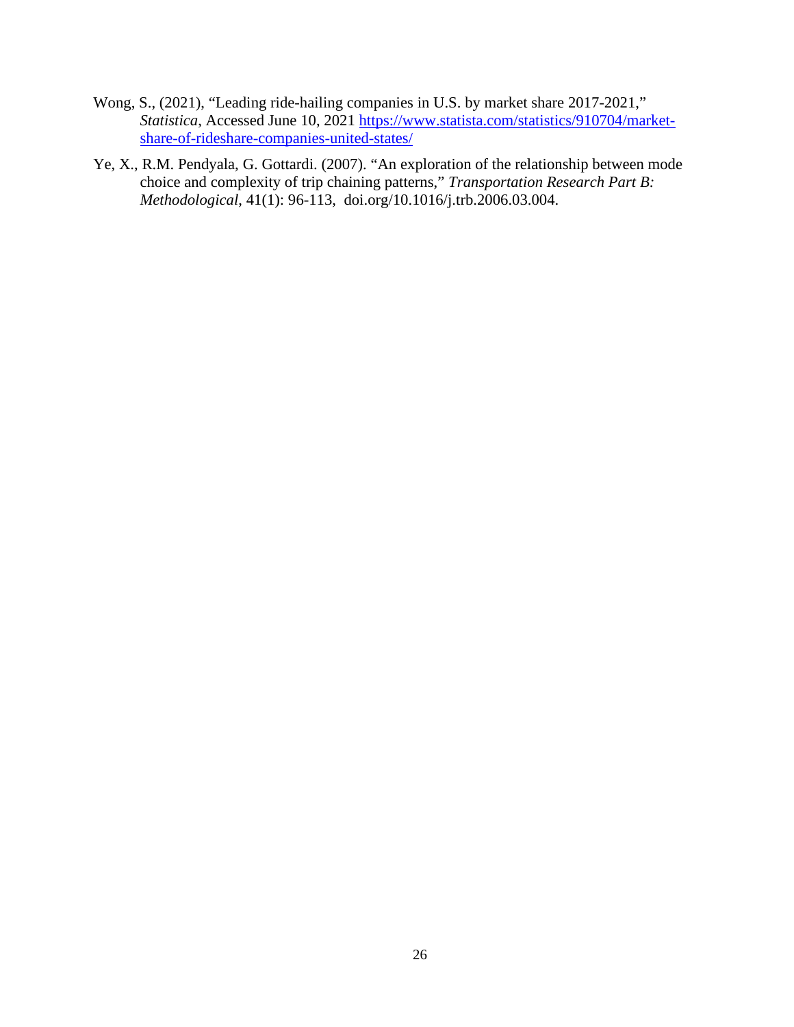Wong, S., (2021), "Leading ride-hailing companies in U.S. by market share 2017-2021," *Statistica*, Accessed June 10, 2021 [https://www.statista.com/statistics/910704/market-share-of-rideshare-companies-united-states/](https://www.statista.com/statistics/910704/market-share-of-rideshare-companies-united-states/)

Ye, X., R.M. Pendyala, G. Gottardi. (2007). "An exploration of the relationship between mode choice and complexity of trip chaining patterns," *Transportation Research Part B: Methodological*, 41(1): 96-113, doi.org/10.1016/j.trb.2006.03.004.